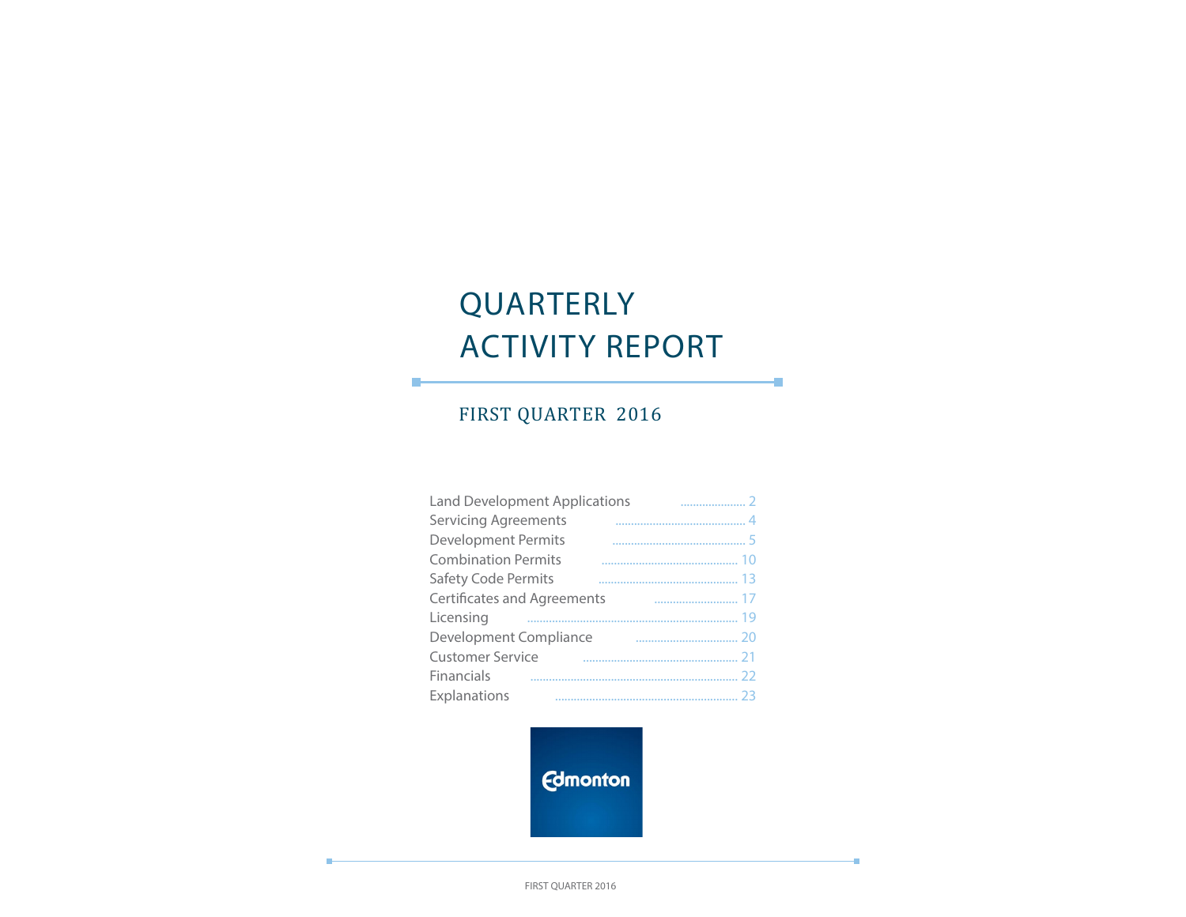# QUARTERLY ACTIVITY REPORT

## FIRST QUARTER 2016

- Land Development Applications ..................... 2
- Servicing Agreements ..................... 4
- Development Permits ..................... 5
- Combination Permits ..................... 10
- Safety Code Permits ..................... 13
- Certificates and Agreements ..................... 17
- Licensing ..................... 19
- Development Compliance ..................... 20
- Customer Service ..................... 21
- Financials ..................... 22
- Explanations ..................... 23

Edmonton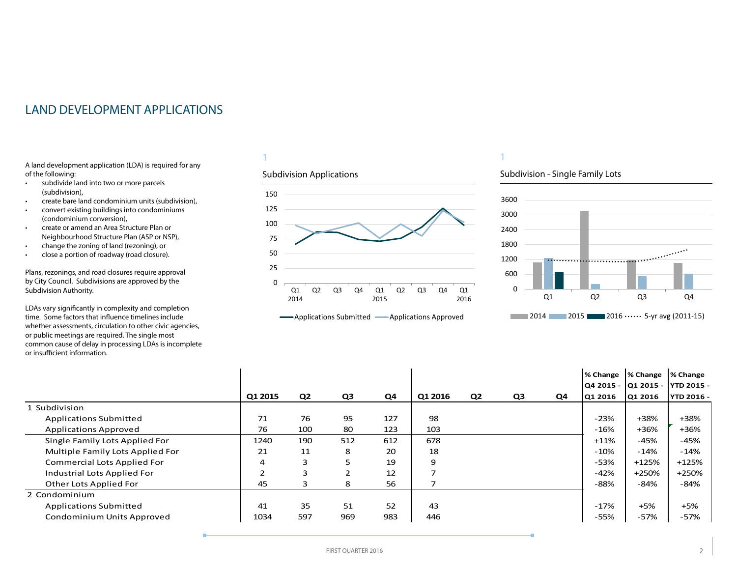# LAND DEVELOPMENT APPLICATIONS

A land development application (LDA) is required for any of the following:

- subdivide land into two or more parcels (subdivision),
- create bare land condominium units (subdivision),
- convert existing buildings into condominiums (condominium conversion),
- create or amend an Area Structure Plan or Neighbourhood Structure Plan (ASP or NSP),
- change the zoning of land (rezoning), or
- close a portion of roadway (road closure).

Plans, rezonings, and road closures require approval by City Council. Subdivisions are approved by the Subdivision Authority.

LDAs vary significantly in complexity and completion time. Some factors that influence timelines include whether assessments, circulation to other civic agencies, or public meetings are required. The single most common cause of delay in processing LDAs is incomplete or insufficient information.

1

Subdivision Applications

1

Subdivision - Single Family Lots

| | Q1 2015 | Q2 | Q3 | Q4 | Q1 2016 | Q2 | Q3 | Q4 | % Change Q4 2015 - Q1 2016 | % Change Q1 2015 - Q1 2016 | % Change YTD 2015 - YTD 2016 - |
|---|---|---|---|---|---|---|---|---|---|---|---|
| 1 Subdivision | | | | | | | | | | | |
| Applications Submitted | 71 | 76 | 95 | 127 | 98 | | | | -23% | +38% | +38% |
| Applications Approved | 76 | 100 | 80 | 123 | 103 | | | | -16% | +36% | +36% |
| Single Family Lots Applied For | 1240 | 190 | 512 | 612 | 678 | | | | +11% | -45% | -45% |
| Multiple Family Lots Applied For | 21 | 11 | 8 | 20 | 18 | | | | -10% | -14% | -14% |
| Commercial Lots Applied For | 4 | 3 | 5 | 19 | 9 | | | | -53% | +125% | +125% |
| Industrial Lots Applied For | 2 | 3 | 2 | 12 | 7 | | | | -42% | +250% | +250% |
| Other Lots Applied For | 45 | 3 | 8 | 56 | 7 | | | | -88% | -84% | -84% |
| 2 Condominium | | | | | | | | | | | |
| Applications Submitted | 41 | 35 | 51 | 52 | 43 | | | | -17% | +5% | +5% |
| Condominium Units Approved | 1034 | 597 | 969 | 983 | 446 | | | | -55% | -57% | -57% |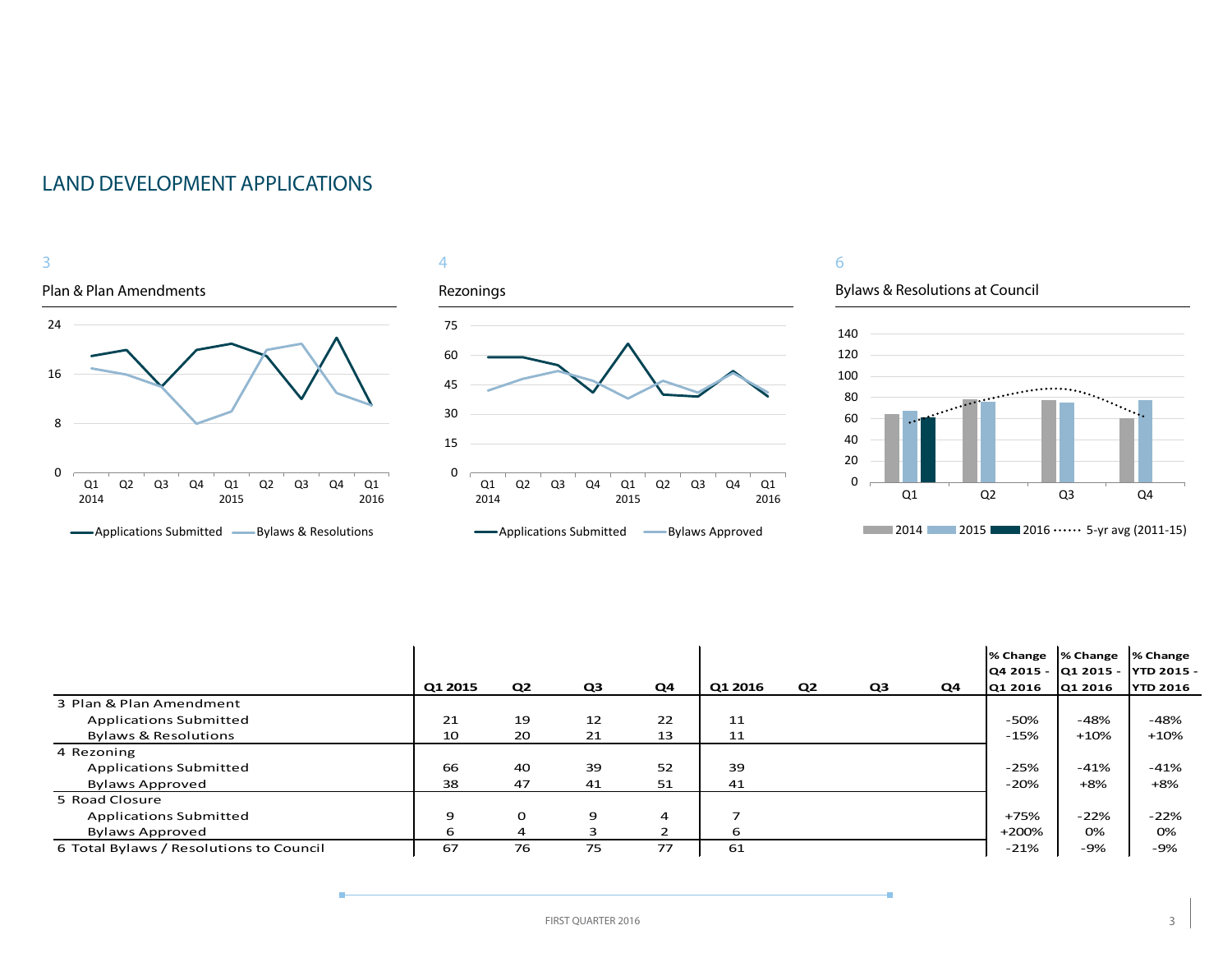## LAND DEVELOPMENT APPLICATIONS

3

Plan & Plan Amendments

4

Rezonings

6

Bylaws & Resolutions at Council

| | Q1 2015 | Q2 | Q3 | Q4 | Q1 2016 | Q2 | Q3 | Q4 | % Change Q4 2015 - Q1 2016 | % Change Q1 2015 - Q1 2016 | % Change YTD 2015 - YTD 2016 |
|---|---|---|---|---|---|---|---|---|---|---|---|
| 3 Plan & Plan Amendment | | | | | | | | | | | |
| Applications Submitted | 21 | 19 | 12 | 22 | 11 | | | | -50% | -48% | -48% |
| Bylaws & Resolutions | 10 | 20 | 21 | 13 | 11 | | | | -15% | +10% | +10% |
| 4 Rezoning | | | | | | | | | | | |
| Applications Submitted | 66 | 40 | 39 | 52 | 39 | | | | -25% | -41% | -41% |
| Bylaws Approved | 38 | 47 | 41 | 51 | 41 | | | | -20% | +8% | +8% |
| 5 Road Closure | | | | | | | | | | | |
| Applications Submitted | 9 | 0 | 9 | 4 | 7 | | | | +75% | -22% | -22% |
| Bylaws Approved | 6 | 4 | 3 | 2 | 6 | | | | +200% | 0% | 0% |
| 6 Total Bylaws / Resolutions to Council | 67 | 76 | 75 | 77 | 61 | | | | -21% | -9% | -9% |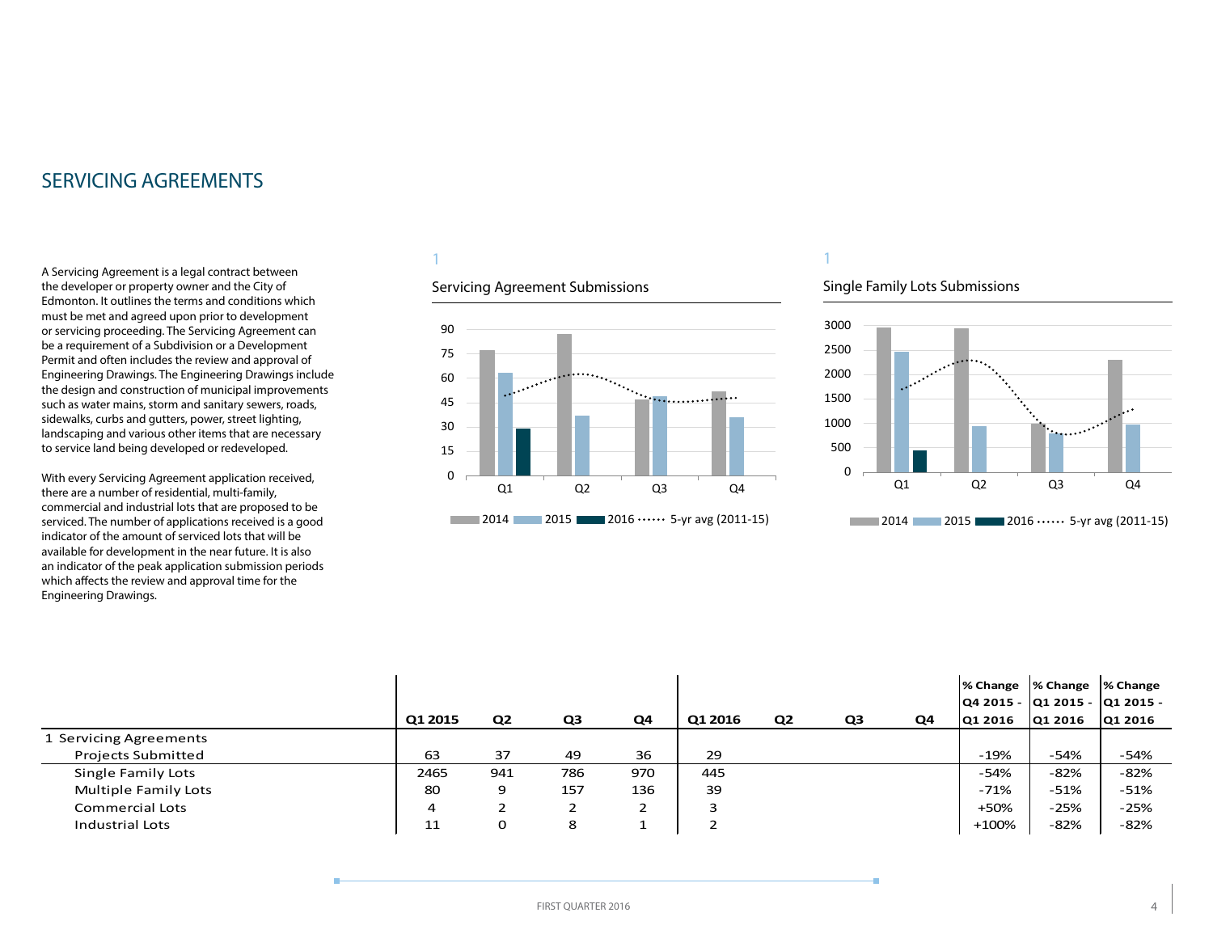# SERVICING AGREEMENTS

A Servicing Agreement is a legal contract between the developer or property owner and the City of Edmonton. It outlines the terms and conditions which must be met and agreed upon prior to development or servicing proceeding. The Servicing Agreement can be a requirement of a Subdivision or a Development Permit and often includes the review and approval of Engineering Drawings. The Engineering Drawings include the design and construction of municipal improvements such as water mains, storm and sanitary sewers, roads, sidewalks, curbs and gutters, power, street lighting, landscaping and various other items that are necessary to service land being developed or redeveloped.

With every Servicing Agreement application received, there are a number of residential, multi-family, commercial and industrial lots that are proposed to be serviced. The number of applications received is a good indicator of the amount of serviced lots that will be available for development in the near future. It is also an indicator of the peak application submission periods which affects the review and approval time for the Engineering Drawings.

1

Servicing Agreement Submissions

2014 | 2015 | 2016 | 5-yr avg (2011-15)

1

Single Family Lots Submissions

2014 | 2015 | 2016 | 5-yr avg (2011-15)

| | Q1 2015 | Q2 | Q3 | Q4 | Q1 2016 | Q2 | Q3 | Q4 | % Change Q4 2015 - Q1 2016 | % Change Q1 2015 - Q1 2016 | % Change Q1 2015 - Q1 2016 |
|---|---|---|---|---|---|---|---|---|---|---|---|
| 1 Servicing Agreements | | | | | | | | | | | |
| Projects Submitted | 63 | 37 | 49 | 36 | 29 | | | | -19% | -54% | -54% |
| Single Family Lots | 2465 | 941 | 786 | 970 | 445 | | | | -54% | -82% | -82% |
| Multiple Family Lots | 80 | 9 | 157 | 136 | 39 | | | | -71% | -51% | -51% |
| Commercial Lots | 4 | 2 | 2 | 2 | 3 | | | | +50% | -25% | -25% |
| Industrial Lots | 11 | 0 | 8 | 1 | 2 | | | | +100% | -82% | -82% |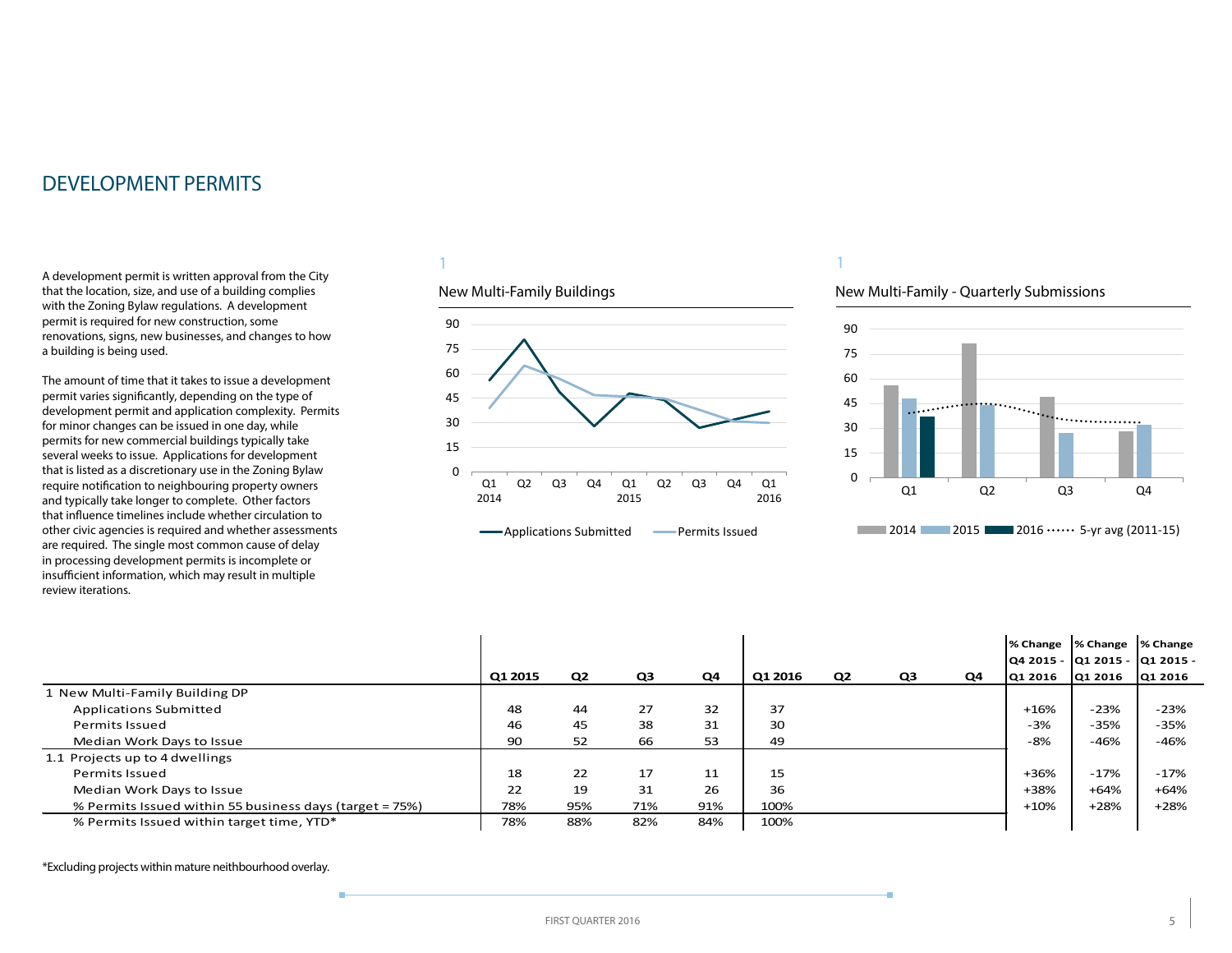# DEVELOPMENT PERMITS

A development permit is written approval from the City that the location, size, and use of a building complies with the Zoning Bylaw regulations. A development permit is required for new construction, some renovations, signs, new businesses, and changes to how a building is being used.

The amount of time that it takes to issue a development permit varies significantly, depending on the type of development permit and application complexity. Permits for minor changes can be issued in one day, while permits for new commercial buildings typically take several weeks to issue. Applications for development that is listed as a discretionary use in the Zoning Bylaw require notification to neighbouring property owners and typically take longer to complete. Other factors that influence timelines include whether circulation to other civic agencies is required and whether assessments are required. The single most common cause of delay in processing development permits is incomplete or insufficient information, which may result in multiple review iterations.

1

New Multi-Family Buildings

1

New Multi-Family - Quarterly Submissions

| | Q1 2015 | Q2 | Q3 | Q4 | Q1 2016 | Q2 | Q3 | Q4 | % Change Q4 2015 - Q1 2016 | % Change Q1 2015 - Q1 2016 | % Change Q1 2015 - Q1 2016 |
|---|---|---|---|---|---|---|---|---|---|---|---|
| 1 New Multi-Family Building DP | | | | | | | | | | | |
| Applications Submitted | 48 | 44 | 27 | 32 | 37 | | | | +16% | -23% | -23% |
| Permits Issued | 46 | 45 | 38 | 31 | 30 | | | | -3% | -35% | -35% |
| Median Work Days to Issue | 90 | 52 | 66 | 53 | 49 | | | | -8% | -46% | -46% |
| 1.1 Projects up to 4 dwellings | | | | | | | | | | | |
| Permits Issued | 18 | 22 | 17 | 11 | 15 | | | | +36% | -17% | -17% |
| Median Work Days to Issue | 22 | 19 | 31 | 26 | 36 | | | | +38% | +64% | +64% |
| % Permits Issued within 55 business days (target = 75%) | 78% | 95% | 71% | 91% | 100% | | | | +10% | +28% | +28% |
| % Permits Issued within target time, YTD* | 78% | 88% | 82% | 84% | 100% | | | | | | |

*Excluding projects within mature neithbourhood overlay.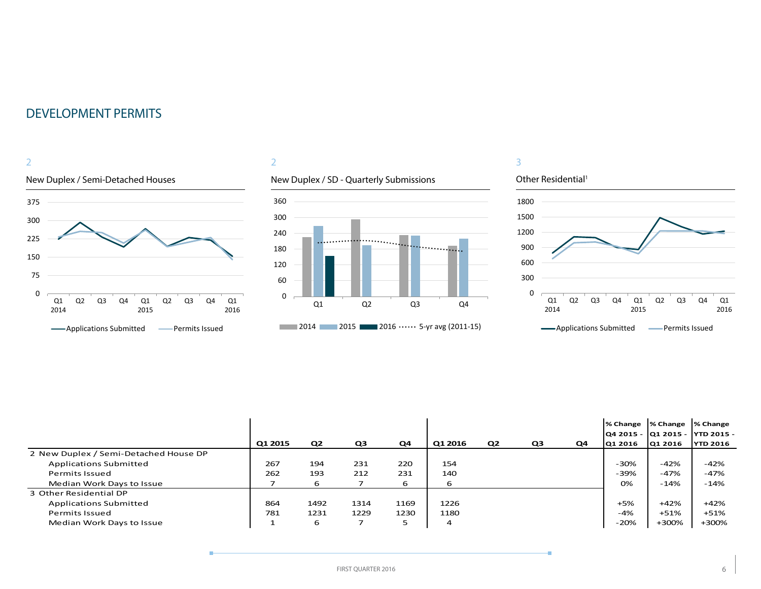# DEVELOPMENT PERMITS

2

New Duplex / Semi-Detached Houses

2

New Duplex / SD - Quarterly Submissions

3

Other Residential[1]

| | Q1 2015 | Q2 | Q3 | Q4 | Q1 2016 | Q2 | Q3 | Q4 | % Change Q4 2015 - Q1 2016 | % Change Q1 2015 - Q1 2016 | % Change YTD 2015 - YTD 2016 |
|---|---|---|---|---|---|---|---|---|---|---|---|
| 2 New Duplex / Semi-Detached House DP | | | | | | | | | | | |
| Applications Submitted | 267 | 194 | 231 | 220 | 154 | | | | -30% | -42% | -42% |
| Permits Issued | 262 | 193 | 212 | 231 | 140 | | | | -39% | -47% | -47% |
| Median Work Days to Issue | 7 | 6 | 7 | 6 | 6 | | | | 0% | -14% | -14% |
| 3 Other Residential DP | | | | | | | | | | | |
| Applications Submitted | 864 | 1492 | 1314 | 1169 | 1226 | | | | +5% | +42% | +42% |
| Permits Issued | 781 | 1231 | 1229 | 1230 | 1180 | | | | -4% | +51% | +51% |
| Median Work Days to Issue | 1 | 6 | 7 | 5 | 4 | | | | -20% | +300% | +300% |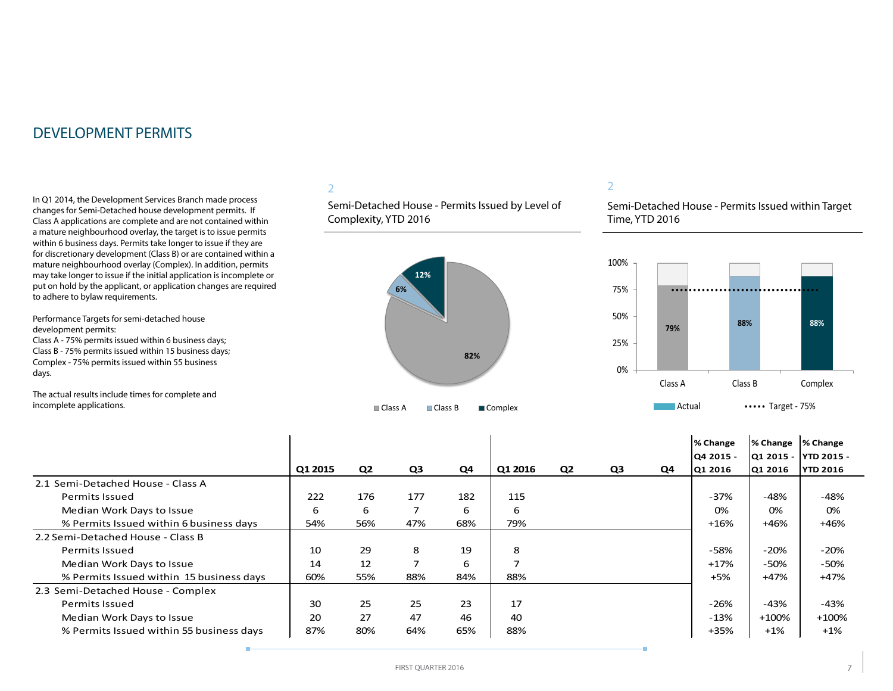# DEVELOPMENT PERMITS

In Q1 2014, the Development Services Branch made process changes for Semi-Detached house development permits. If Class A applications are complete and are not contained within a mature neighbourhood overlay, the target is to issue permits within 6 business days. Permits take longer to issue if they are for discretionary development (Class B) or are contained within a mature neighbourhood overlay (Complex). In addition, permits may take longer to issue if the initial application is incomplete or put on hold by the applicant, or application changes are required to adhere to bylaw requirements.

Performance Targets for semi-detached house development permits:
Class A - 75% permits issued within 6 business days;
Class B - 75% permits issued within 15 business days;
Complex - 75% permits issued within 55 business days.

The actual results include times for complete and incomplete applications.

2

Semi-Detached House - Permits Issued by Level of Complexity, YTD 2016

| Class A | Class B | Complex |
|---|---|---|
| 82% | 6% | 12% |

2

Semi-Detached House - Permits Issued within Target Time, YTD 2016

| | Class A | Class B | Complex |
|---|---|---|---|
| Actual | 79% | 88% | 88% |
| Target - 75% | 75% | 75% | 75% |

| | Q1 2015 | Q2 | Q3 | Q4 | Q1 2016 | Q2 | Q3 | Q4 | % Change Q4 2015 - Q1 2016 | % Change Q1 2015 - Q1 2016 | % Change YTD 2015 - YTD 2016 |
|---|---|---|---|---|---|---|---|---|---|---|---|
| 2.1 Semi-Detached House - Class A | | | | | | | | | | | |
| Permits Issued | 222 | 176 | 177 | 182 | 115 | | | | -37% | -48% | -48% |
| Median Work Days to Issue | 6 | 6 | 7 | 6 | 6 | | | | 0% | 0% | 0% |
| % Permits Issued within 6 business days | 54% | 56% | 47% | 68% | 79% | | | | +16% | +46% | +46% |
| 2.2 Semi-Detached House - Class B | | | | | | | | | | | |
| Permits Issued | 10 | 29 | 8 | 19 | 8 | | | | -58% | -20% | -20% |
| Median Work Days to Issue | 14 | 12 | 7 | 6 | 7 | | | | +17% | -50% | -50% |
| % Permits Issued within 15 business days | 60% | 55% | 88% | 84% | 88% | | | | +5% | +47% | +47% |
| 2.3 Semi-Detached House - Complex | | | | | | | | | | | |
| Permits Issued | 30 | 25 | 25 | 23 | 17 | | | | -26% | -43% | -43% |
| Median Work Days to Issue | 20 | 27 | 47 | 46 | 40 | | | | -13% | +100% | +100% |
| % Permits Issued within 55 business days | 87% | 80% | 64% | 65% | 88% | | | | +35% | +1% | +1% |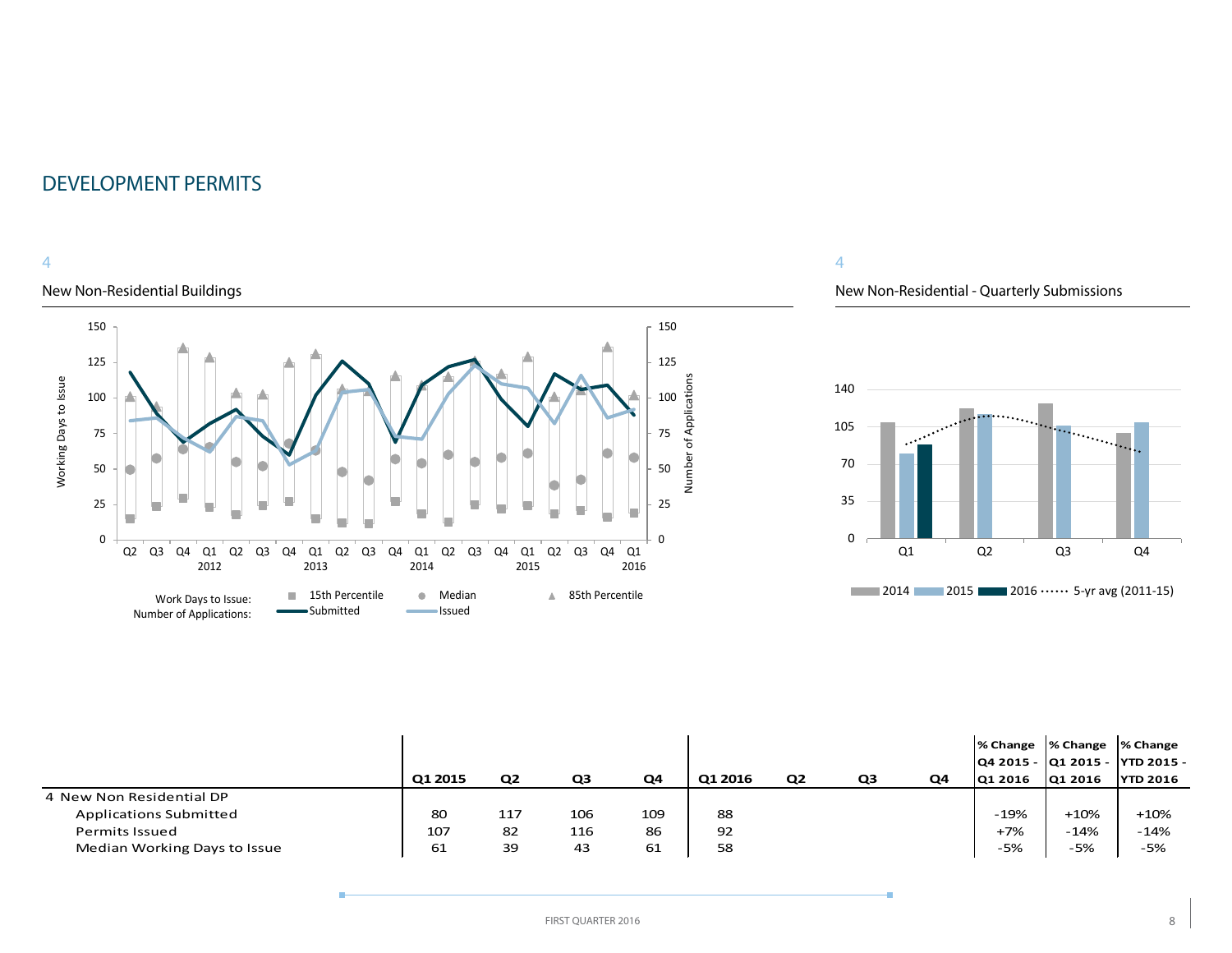# DEVELOPMENT PERMITS

4

## New Non-Residential Buildings

4

## New Non-Residential - Quarterly Submissions

| | Q1 2015 | Q2 | Q3 | Q4 | Q1 2016 | Q2 | Q3 | Q4 | % Change Q4 2015 - Q1 2016 | % Change Q1 2015 - Q1 2016 | % Change YTD 2015 - YTD 2016 |
|---|---|---|---|---|---|---|---|---|---|---|---|
| 4 New Non Residential DP | | | | | | | | | | | |
| Applications Submitted | 80 | 117 | 106 | 109 | 88 | | | | -19% | +10% | +10% |
| Permits Issued | 107 | 82 | 116 | 86 | 92 | | | | +7% | -14% | -14% |
| Median Working Days to Issue | 61 | 39 | 43 | 61 | 58 | | | | -5% | -5% | -5% |

FIRST QUARTER 2016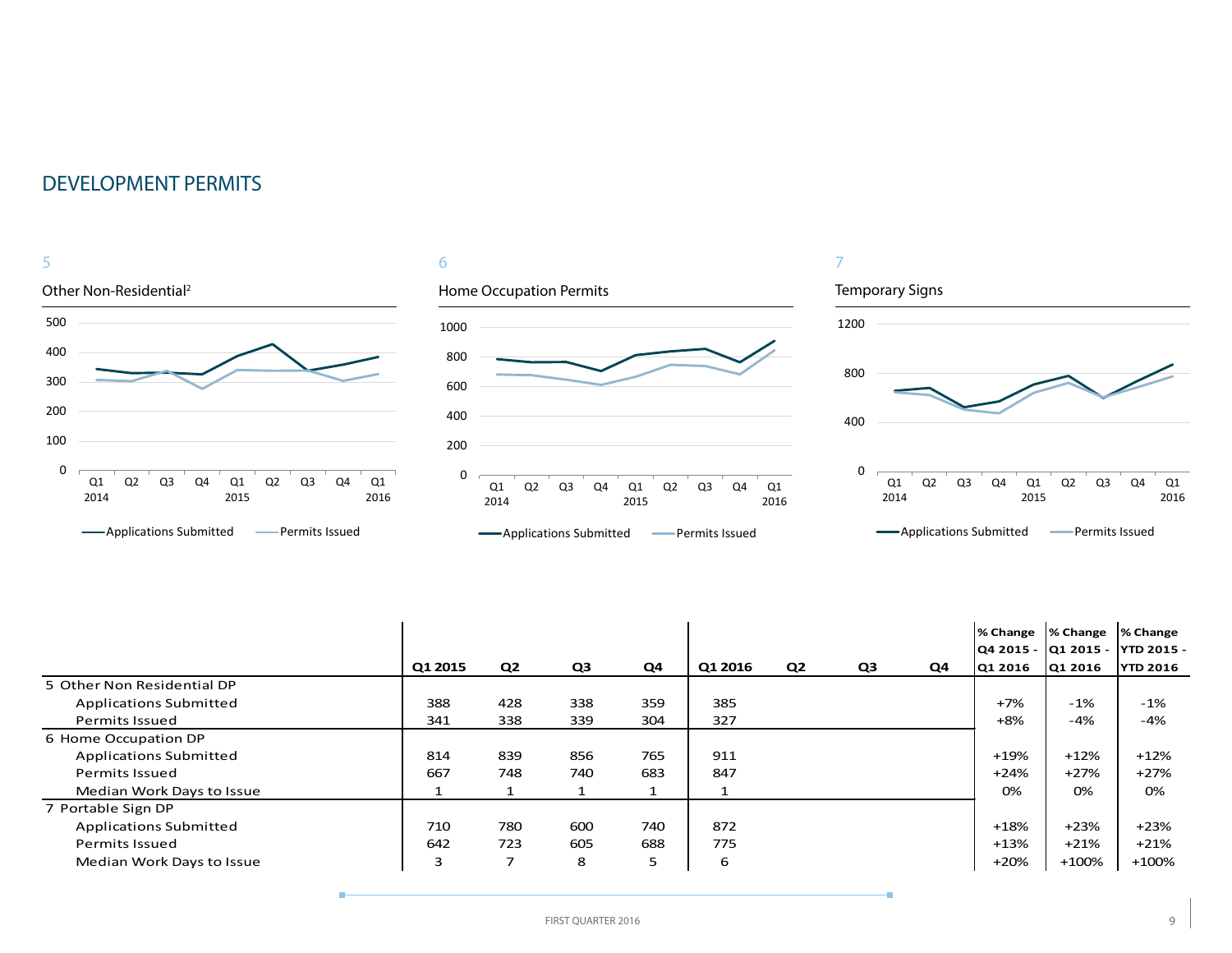# DEVELOPMENT PERMITS

5

Other Non-Residential[2]

6

Home Occupation Permits

7

Temporary Signs

| | Q1 2015 | Q2 | Q3 | Q4 | Q1 2016 | Q2 | Q3 | Q4 | % Change Q4 2015 - Q1 2016 | % Change Q1 2015 - Q1 2016 | % Change YTD 2015 - YTD 2016 |
|---|---|---|---|---|---|---|---|---|---|---|---|
| 5 Other Non Residential DP | | | | | | | | | | | |
| Applications Submitted | 388 | 428 | 338 | 359 | 385 | | | | +7% | -1% | -1% |
| Permits Issued | 341 | 338 | 339 | 304 | 327 | | | | +8% | -4% | -4% |
| 6 Home Occupation DP | | | | | | | | | | | |
| Applications Submitted | 814 | 839 | 856 | 765 | 911 | | | | +19% | +12% | +12% |
| Permits Issued | 667 | 748 | 740 | 683 | 847 | | | | +24% | +27% | +27% |
| Median Work Days to Issue | 1 | 1 | 1 | 1 | 1 | | | | 0% | 0% | 0% |
| 7 Portable Sign DP | | | | | | | | | | | |
| Applications Submitted | 710 | 780 | 600 | 740 | 872 | | | | +18% | +23% | +23% |
| Permits Issued | 642 | 723 | 605 | 688 | 775 | | | | +13% | +21% | +21% |
| Median Work Days to Issue | 3 | 7 | 8 | 5 | 6 | | | | +20% | +100% | +100% |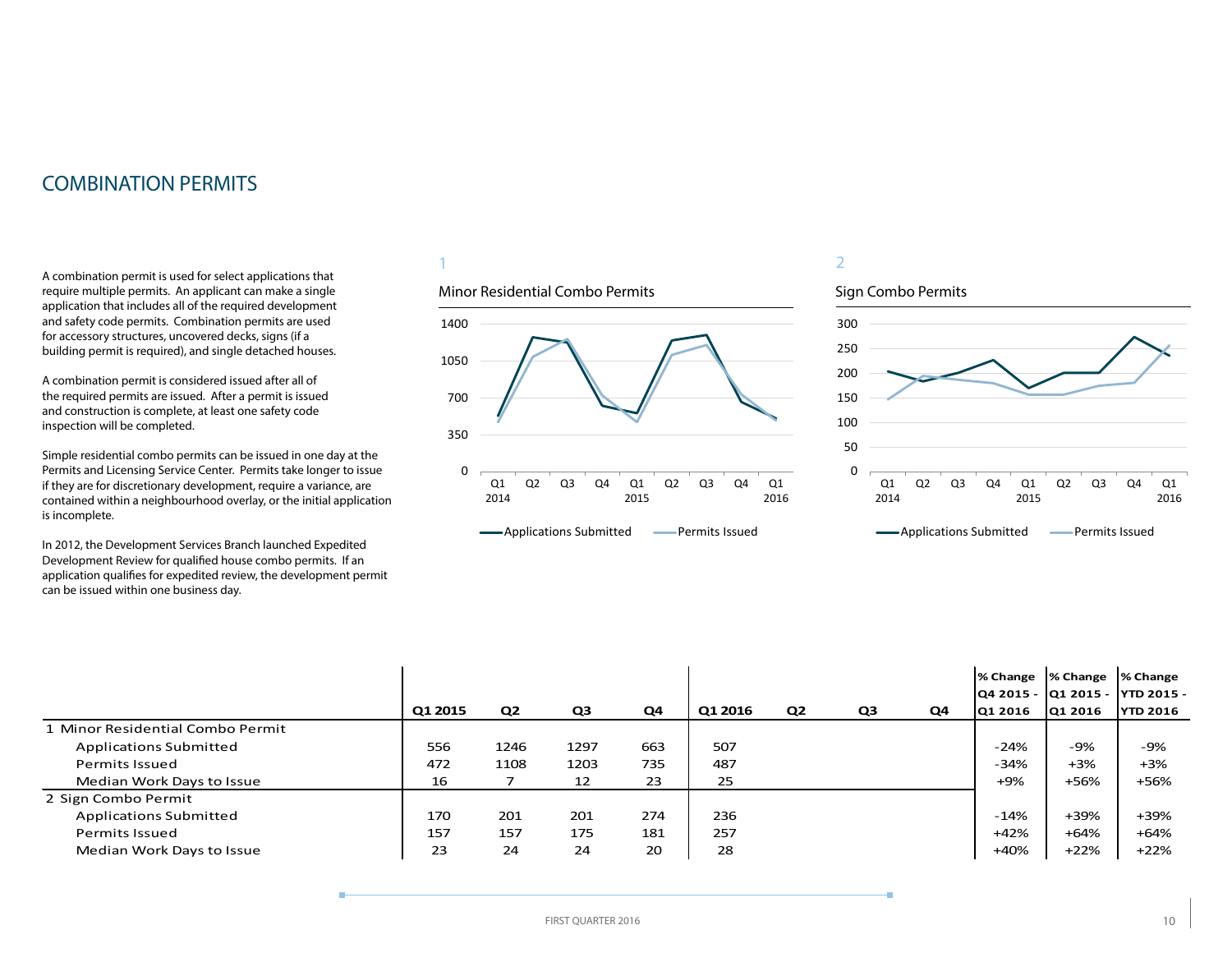# COMBINATION PERMITS

A combination permit is used for select applications that require multiple permits. An applicant can make a single application that includes all of the required development and safety code permits. Combination permits are used for accessory structures, uncovered decks, signs (if a building permit is required), and single detached houses.

A combination permit is considered issued after all of the required permits are issued. After a permit is issued and construction is complete, at least one safety code inspection will be completed.

Simple residential combo permits can be issued in one day at the Permits and Licensing Service Center. Permits take longer to issue if they are for discretionary development, require a variance, are contained within a neighbourhood overlay, or the initial application is incomplete.

In 2012, the Development Services Branch launched Expedited Development Review for qualified house combo permits. If an application qualifies for expedited review, the development permit can be issued within one business day.

1

Minor Residential Combo Permits

2

Sign Combo Permits

| | Q1 2015 | Q2 | Q3 | Q4 | Q1 2016 | Q2 | Q3 | Q4 | % Change Q4 2015 - Q1 2016 | % Change Q1 2015 - Q1 2016 | % Change YTD 2015 - YTD 2016 |
|---|---|---|---|---|---|---|---|---|---|---|---|
| 1 Minor Residential Combo Permit | | | | | | | | | | | |
| Applications Submitted | 556 | 1246 | 1297 | 663 | 507 | | | | -24% | -9% | -9% |
| Permits Issued | 472 | 1108 | 1203 | 735 | 487 | | | | -34% | +3% | +3% |
| Median Work Days to Issue | 16 | 7 | 12 | 23 | 25 | | | | +9% | +56% | +56% |
| 2 Sign Combo Permit | | | | | | | | | | | |
| Applications Submitted | 170 | 201 | 201 | 274 | 236 | | | | -14% | +39% | +39% |
| Permits Issued | 157 | 157 | 175 | 181 | 257 | | | | +42% | +64% | +64% |
| Median Work Days to Issue | 23 | 24 | 24 | 20 | 28 | | | | +40% | +22% | +22% |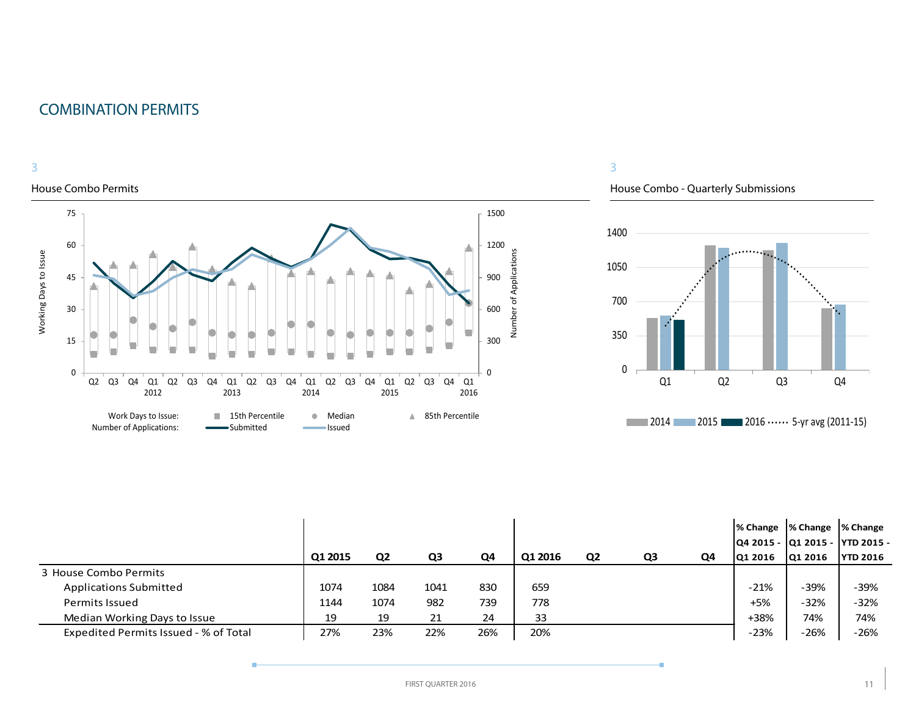## COMBINATION PERMITS

3

House Combo Permits

Working Days to Issue | Number of Applications

Q2 Q3 Q4 Q1 2012 Q2 Q3 Q4 Q1 2013 Q2 Q3 Q4 Q1 2014 Q2 Q3 Q4 Q1 2015 Q2 Q3 Q4 Q1 2016

Work Days to Issue: 15th Percentile, Median, 85th Percentile
Number of Applications: Submitted, Issued

3

House Combo - Quarterly Submissions

2014 | 2015 | 2016 | 5-yr avg (2011-15)

| | Q1 2015 | Q2 | Q3 | Q4 | Q1 2016 | Q2 | Q3 | Q4 | % Change Q4 2015 - Q1 2016 | % Change Q1 2015 - Q1 2016 | % Change YTD 2015 - YTD 2016 |
|---|---|---|---|---|---|---|---|---|---|---|---|
| 3 House Combo Permits | | | | | | | | | | | |
| Applications Submitted | 1074 | 1084 | 1041 | 830 | 659 | | | | -21% | -39% | -39% |
| Permits Issued | 1144 | 1074 | 982 | 739 | 778 | | | | +5% | -32% | -32% |
| Median Working Days to Issue | 19 | 19 | 21 | 24 | 33 | | | | +38% | 74% | 74% |
| Expedited Permits Issued - % of Total | 27% | 23% | 22% | 26% | 20% | | | | -23% | -26% | -26% |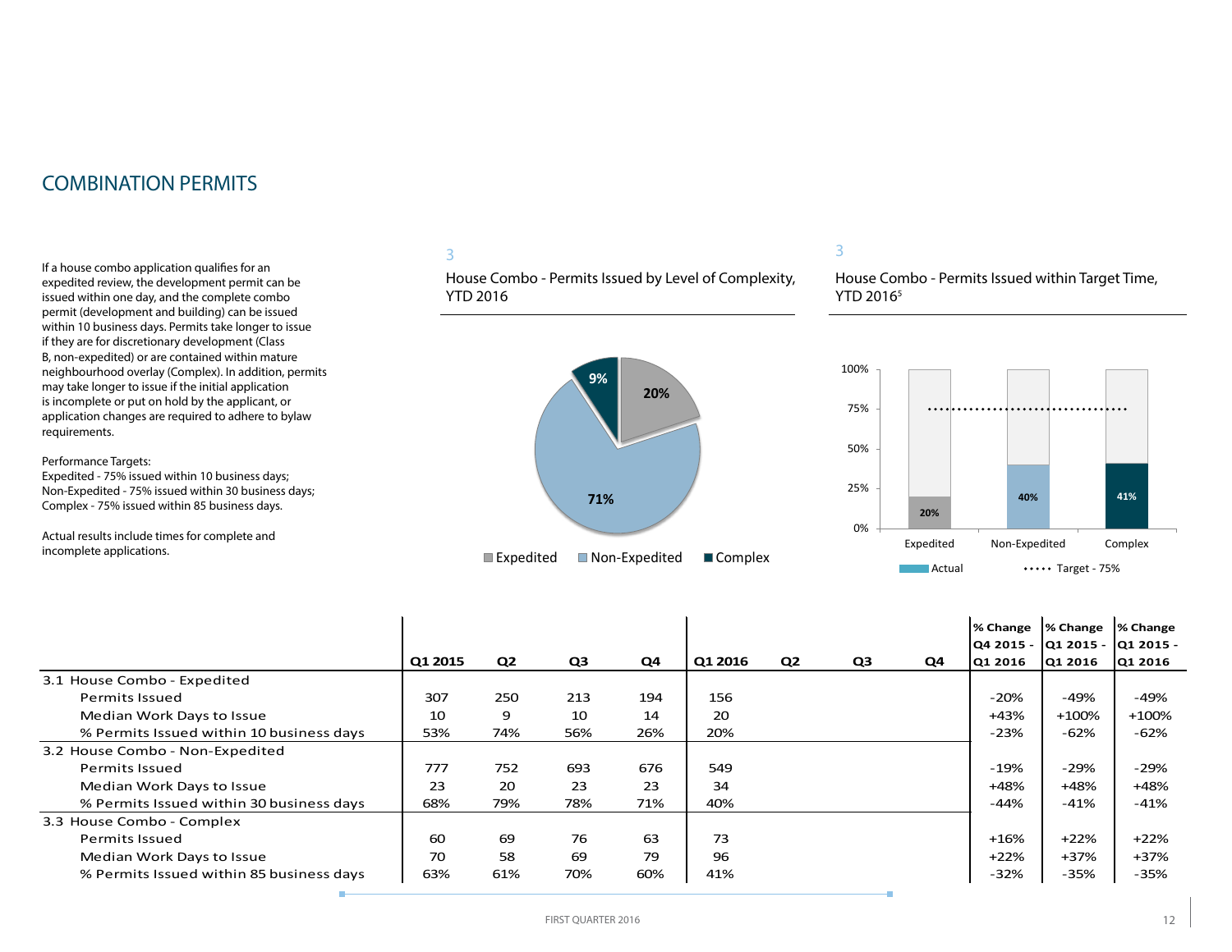# COMBINATION PERMITS

If a house combo application qualifies for an expedited review, the development permit can be issued within one day, and the complete combo permit (development and building) can be issued within 10 business days. Permits take longer to issue if they are for discretionary development (Class B, non-expedited) or are contained within mature neighbourhood overlay (Complex). In addition, permits may take longer to issue if the initial application is incomplete or put on hold by the applicant, or application changes are required to adhere to bylaw requirements.

Performance Targets:
Expedited - 75% issued within 10 business days;
Non-Expedited - 75% issued within 30 business days;
Complex - 75% issued within 85 business days.

Actual results include times for complete and incomplete applications.

3

House Combo - Permits Issued by Level of Complexity, YTD 2016

| Category | Share |
|---|---|
| Expedited | 20% |
| Non-Expedited | 71% |
| Complex | 9% |

3

House Combo - Permits Issued within Target Time, YTD 2016[5]

| | Actual | Target - 75% |
|---|---|---|
| Expedited | 20% | 75% |
| Non-Expedited | 40% | 75% |
| Complex | 41% | 75% |

| | Q1 2015 | Q2 | Q3 | Q4 | Q1 2016 | Q2 | Q3 | Q4 | % Change Q4 2015 - Q1 2016 | % Change Q1 2015 - Q1 2016 | % Change Q1 2015 - Q1 2016 |
|---|---|---|---|---|---|---|---|---|---|---|---|
| **3.1 House Combo - Expedited** | | | | | | | | | | | |
| Permits Issued | 307 | 250 | 213 | 194 | 156 | | | | -20% | -49% | -49% |
| Median Work Days to Issue | 10 | 9 | 10 | 14 | 20 | | | | +43% | +100% | +100% |
| % Permits Issued within 10 business days | 53% | 74% | 56% | 26% | 20% | | | | -23% | -62% | -62% |
| **3.2 House Combo - Non-Expedited** | | | | | | | | | | | |
| Permits Issued | 777 | 752 | 693 | 676 | 549 | | | | -19% | -29% | -29% |
| Median Work Days to Issue | 23 | 20 | 23 | 23 | 34 | | | | +48% | +48% | +48% |
| % Permits Issued within 30 business days | 68% | 79% | 78% | 71% | 40% | | | | -44% | -41% | -41% |
| **3.3 House Combo - Complex** | | | | | | | | | | | |
| Permits Issued | 60 | 69 | 76 | 63 | 73 | | | | +16% | +22% | +22% |
| Median Work Days to Issue | 70 | 58 | 69 | 79 | 96 | | | | +22% | +37% | +37% |
| % Permits Issued within 85 business days | 63% | 61% | 70% | 60% | 41% | | | | -32% | -35% | -35% |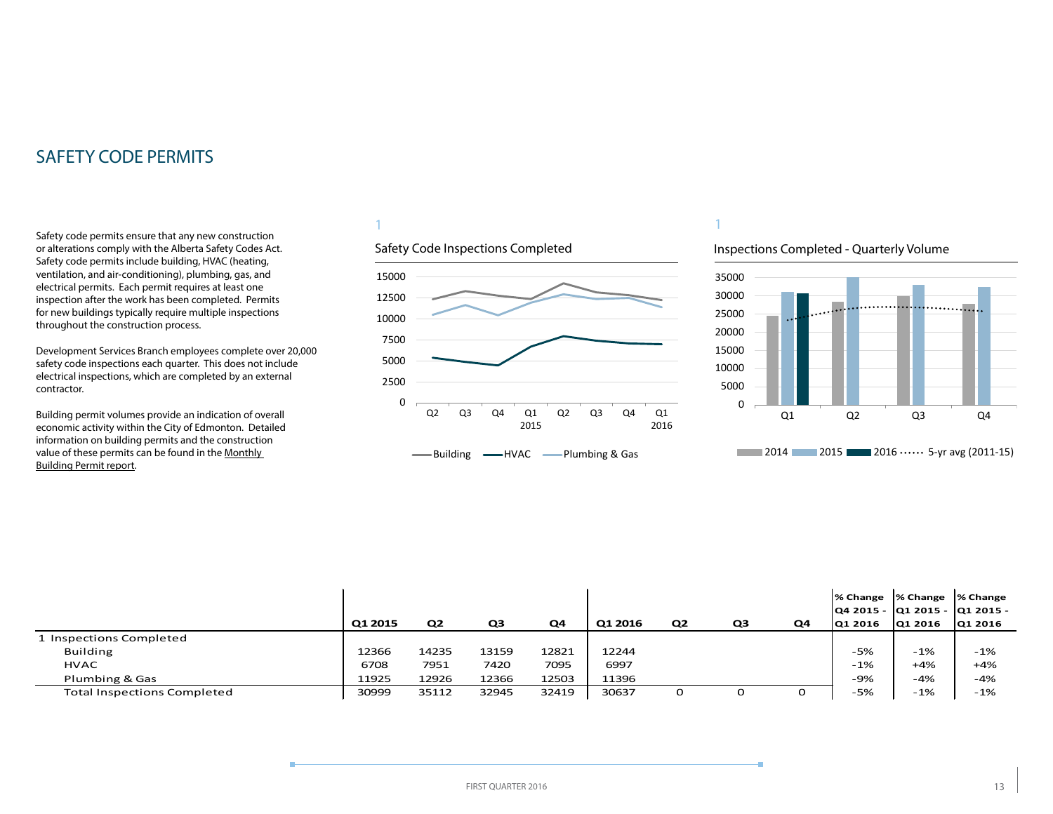# SAFETY CODE PERMITS

Safety code permits ensure that any new construction or alterations comply with the Alberta Safety Codes Act. Safety code permits include building, HVAC (heating, ventilation, and air-conditioning), plumbing, gas, and electrical permits. Each permit requires at least one inspection after the work has been completed. Permits for new buildings typically require multiple inspections throughout the construction process.

Development Services Branch employees complete over 20,000 safety code inspections each quarter. This does not include electrical inspections, which are completed by an external contractor.

Building permit volumes provide an indication of overall economic activity within the City of Edmonton. Detailed information on building permits and the construction value of these permits can be found in the Monthly Building Permit report.

1

Safety Code Inspections Completed

1

Inspections Completed - Quarterly Volume

| | Q1 2015 | Q2 | Q3 | Q4 | Q1 2016 | Q2 | Q3 | Q4 | % Change Q4 2015 - Q1 2016 | % Change Q1 2015 - Q1 2016 | % Change Q1 2015 - Q1 2016 |
|---|---|---|---|---|---|---|---|---|---|---|---|
| 1 Inspections Completed | | | | | | | | | | | |
| Building | 12366 | 14235 | 13159 | 12821 | 12244 | | | | -5% | -1% | -1% |
| HVAC | 6708 | 7951 | 7420 | 7095 | 6997 | | | | -1% | +4% | +4% |
| Plumbing & Gas | 11925 | 12926 | 12366 | 12503 | 11396 | | | | -9% | -4% | -4% |
| Total Inspections Completed | 30999 | 35112 | 32945 | 32419 | 30637 | 0 | 0 | 0 | -5% | -1% | -1% |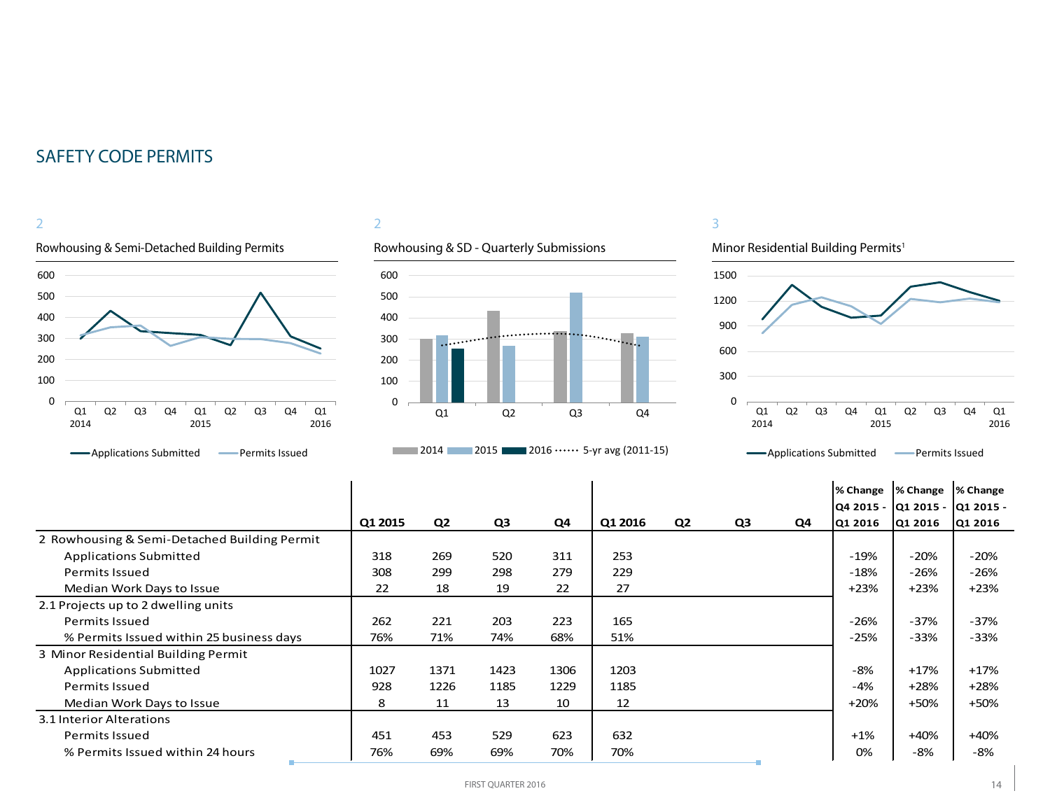## SAFETY CODE PERMITS

2

Rowhousing & Semi-Detached Building Permits

2

Rowhousing & SD - Quarterly Submissions

3

Minor Residential Building Permits[1]

| | Q1 2015 | Q2 | Q3 | Q4 | Q1 2016 | Q2 | Q3 | Q4 | % Change Q4 2015 - Q1 2016 | % Change Q1 2015 - Q1 2016 | % Change Q1 2015 - Q1 2016 |
|---|---|---|---|---|---|---|---|---|---|---|---|
| 2 Rowhousing & Semi-Detached Building Permit | | | | | | | | | | | |
| Applications Submitted | 318 | 269 | 520 | 311 | 253 | | | | -19% | -20% | -20% |
| Permits Issued | 308 | 299 | 298 | 279 | 229 | | | | -18% | -26% | -26% |
| Median Work Days to Issue | 22 | 18 | 19 | 22 | 27 | | | | +23% | +23% | +23% |
| 2.1 Projects up to 2 dwelling units | | | | | | | | | | | |
| Permits Issued | 262 | 221 | 203 | 223 | 165 | | | | -26% | -37% | -37% |
| % Permits Issued within 25 business days | 76% | 71% | 74% | 68% | 51% | | | | -25% | -33% | -33% |
| 3 Minor Residential Building Permit | | | | | | | | | | | |
| Applications Submitted | 1027 | 1371 | 1423 | 1306 | 1203 | | | | -8% | +17% | +17% |
| Permits Issued | 928 | 1226 | 1185 | 1229 | 1185 | | | | -4% | +28% | +28% |
| Median Work Days to Issue | 8 | 11 | 13 | 10 | 12 | | | | +20% | +50% | +50% |
| 3.1 Interior Alterations | | | | | | | | | | | |
| Permits Issued | 451 | 453 | 529 | 623 | 632 | | | | +1% | +40% | +40% |
| % Permits Issued within 24 hours | 76% | 69% | 69% | 70% | 70% | | | | 0% | -8% | -8% |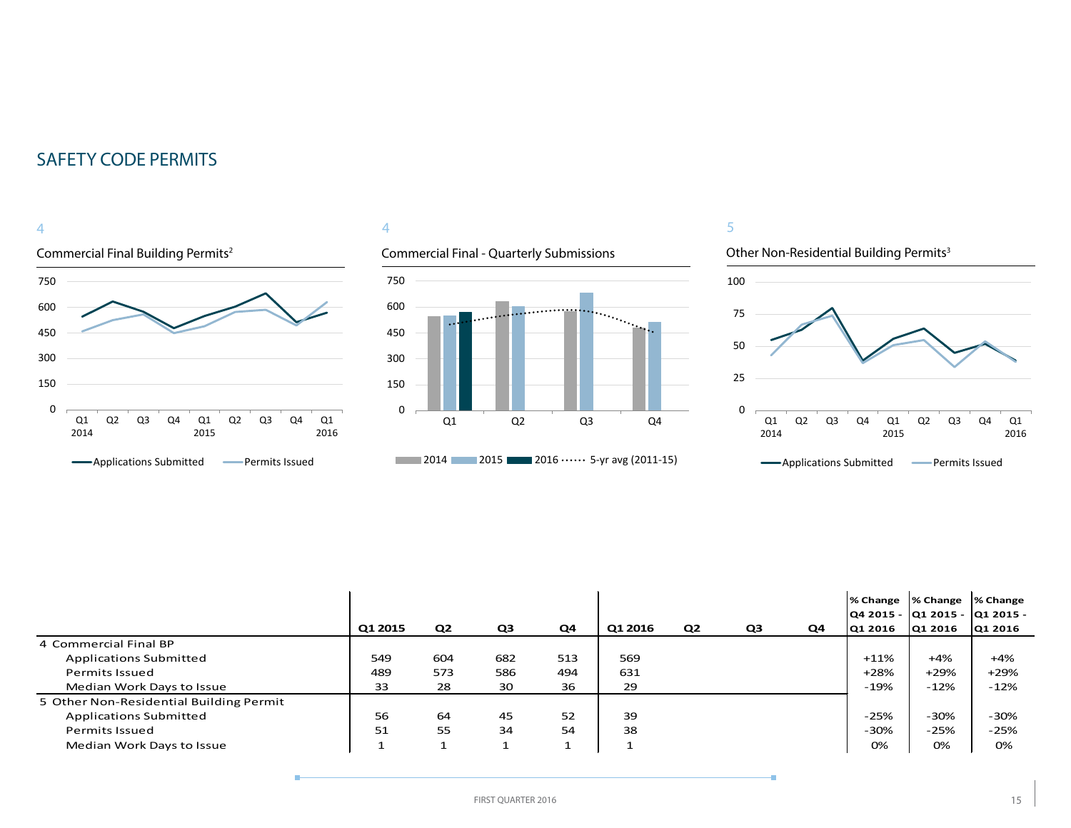## SAFETY CODE PERMITS

4

Commercial Final Building Permits[2]

750
600
450
300
150
0

Q1 2014 Q2 Q3 Q4 Q1 2015 Q2 Q3 Q4 Q1 2016

Applications Submitted Permits Issued

4

Commercial Final - Quarterly Submissions

750
600
450
300
150
0

Q1 Q2 Q3 Q4

2014 2015 2016 5-yr avg (2011-15)

5

Other Non-Residential Building Permits[3]

100
75
50
25
0

Q1 2014 Q2 Q3 Q4 Q1 2015 Q2 Q3 Q4 Q1 2016

Applications Submitted Permits Issued

| | Q1 2015 | Q2 | Q3 | Q4 | Q1 2016 | Q2 | Q3 | Q4 | % Change Q4 2015 - Q1 2016 | % Change Q1 2015 - Q1 2016 | % Change Q1 2015 - Q1 2016 |
|---|---|---|---|---|---|---|---|---|---|---|---|
| 4 Commercial Final BP | | | | | | | | | | | |
| Applications Submitted | 549 | 604 | 682 | 513 | 569 | | | | +11% | +4% | +4% |
| Permits Issued | 489 | 573 | 586 | 494 | 631 | | | | +28% | +29% | +29% |
| Median Work Days to Issue | 33 | 28 | 30 | 36 | 29 | | | | -19% | -12% | -12% |
| 5 Other Non-Residential Building Permit | | | | | | | | | | | |
| Applications Submitted | 56 | 64 | 45 | 52 | 39 | | | | -25% | -30% | -30% |
| Permits Issued | 51 | 55 | 34 | 54 | 38 | | | | -30% | -25% | -25% |
| Median Work Days to Issue | 1 | 1 | 1 | 1 | 1 | | | | 0% | 0% | 0% |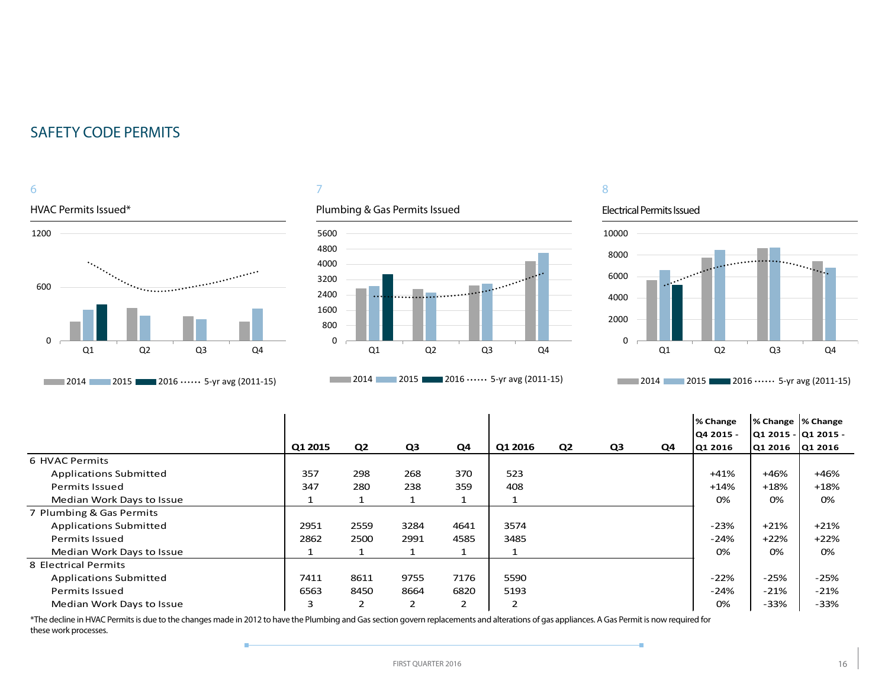## SAFETY CODE PERMITS

6

HVAC Permits Issued*

7

Plumbing & Gas Permits Issued

8

Electrical Permits Issued

| | Q1 2015 | Q2 | Q3 | Q4 | Q1 2016 | Q2 | Q3 | Q4 | % Change Q4 2015 - Q1 2016 | % Change Q1 2015 - Q1 2016 | % Change Q1 2015 - Q1 2016 |
|---|---|---|---|---|---|---|---|---|---|---|---|
| 6 HVAC Permits | | | | | | | | | | | |
| Applications Submitted | 357 | 298 | 268 | 370 | 523 | | | | +41% | +46% | +46% |
| Permits Issued | 347 | 280 | 238 | 359 | 408 | | | | +14% | +18% | +18% |
| Median Work Days to Issue | 1 | 1 | 1 | 1 | 1 | | | | 0% | 0% | 0% |
| 7 Plumbing & Gas Permits | | | | | | | | | | | |
| Applications Submitted | 2951 | 2559 | 3284 | 4641 | 3574 | | | | -23% | +21% | +21% |
| Permits Issued | 2862 | 2500 | 2991 | 4585 | 3485 | | | | -24% | +22% | +22% |
| Median Work Days to Issue | 1 | 1 | 1 | 1 | 1 | | | | 0% | 0% | 0% |
| 8 Electrical Permits | | | | | | | | | | | |
| Applications Submitted | 7411 | 8611 | 9755 | 7176 | 5590 | | | | -22% | -25% | -25% |
| Permits Issued | 6563 | 8450 | 8664 | 6820 | 5193 | | | | -24% | -21% | -21% |
| Median Work Days to Issue | 3 | 2 | 2 | 2 | 2 | | | | 0% | -33% | -33% |

*The decline in HVAC Permits is due to the changes made in 2012 to have the Plumbing and Gas section govern replacements and alterations of gas appliances. A Gas Permit is now required for these work processes.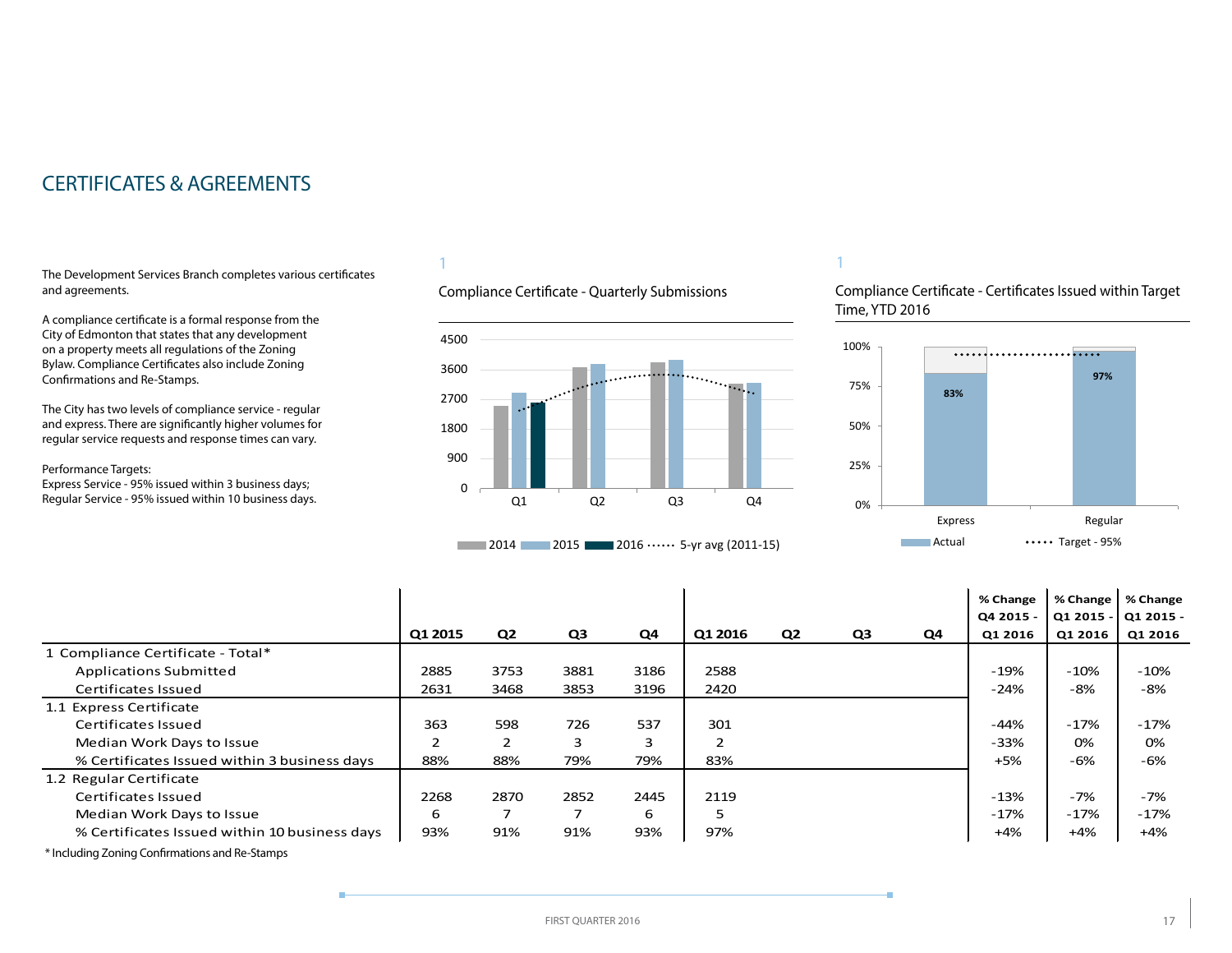# CERTIFICATES & AGREEMENTS

The Development Services Branch completes various certificates and agreements.

A compliance certificate is a formal response from the City of Edmonton that states that any development on a property meets all regulations of the Zoning Bylaw. Compliance Certificates also include Zoning Confirmations and Re-Stamps.

The City has two levels of compliance service - regular and express. There are significantly higher volumes for regular service requests and response times can vary.

Performance Targets:
Express Service - 95% issued within 3 business days;
Regular Service - 95% issued within 10 business days.

1

Compliance Certificate - Quarterly Submissions

1

Compliance Certificate - Certificates Issued within Target Time, YTD 2016

| | Q1 2015 | Q2 | Q3 | Q4 | Q1 2016 | Q2 | Q3 | Q4 | % Change Q4 2015 - Q1 2016 | % Change Q1 2015 - Q1 2016 | % Change Q1 2015 - Q1 2016 |
|---|---|---|---|---|---|---|---|---|---|---|---|
| 1 Compliance Certificate - Total* | | | | | | | | | | | |
| Applications Submitted | 2885 | 3753 | 3881 | 3186 | 2588 | | | | -19% | -10% | -10% |
| Certificates Issued | 2631 | 3468 | 3853 | 3196 | 2420 | | | | -24% | -8% | -8% |
| 1.1 Express Certificate | | | | | | | | | | | |
| Certificates Issued | 363 | 598 | 726 | 537 | 301 | | | | -44% | -17% | -17% |
| Median Work Days to Issue | 2 | 2 | 3 | 3 | 2 | | | | -33% | 0% | 0% |
| % Certificates Issued within 3 business days | 88% | 88% | 79% | 79% | 83% | | | | +5% | -6% | -6% |
| 1.2 Regular Certificate | | | | | | | | | | | |
| Certificates Issued | 2268 | 2870 | 2852 | 2445 | 2119 | | | | -13% | -7% | -7% |
| Median Work Days to Issue | 6 | 7 | 7 | 6 | 5 | | | | -17% | -17% | -17% |
| % Certificates Issued within 10 business days | 93% | 91% | 91% | 93% | 97% | | | | +4% | +4% | +4% |

* Including Zoning Confirmations and Re-Stamps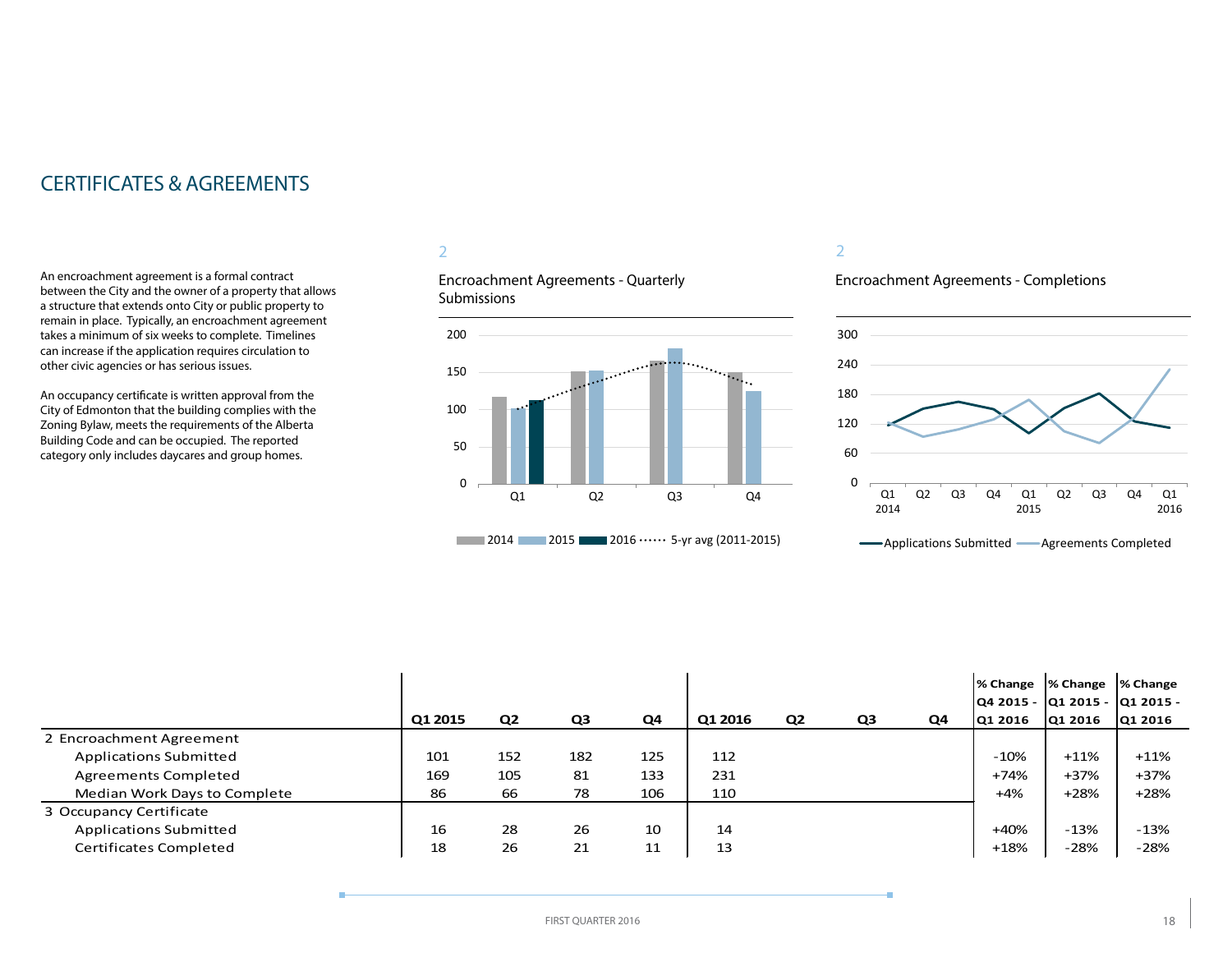# CERTIFICATES & AGREEMENTS

An encroachment agreement is a formal contract between the City and the owner of a property that allows a structure that extends onto City or public property to remain in place. Typically, an encroachment agreement takes a minimum of six weeks to complete. Timelines can increase if the application requires circulation to other civic agencies or has serious issues.

An occupancy certificate is written approval from the City of Edmonton that the building complies with the Zoning Bylaw, meets the requirements of the Alberta Building Code and can be occupied. The reported category only includes daycares and group homes.

2

Encroachment Agreements - Quarterly Submissions

2014 | 2015 | 2016 | 5-yr avg (2011-2015)

2

Encroachment Agreements - Completions

Applications Submitted | Agreements Completed

| | Q1 2015 | Q2 | Q3 | Q4 | Q1 2016 | Q2 | Q3 | Q4 | % Change Q4 2015 - Q1 2016 | % Change Q1 2015 - Q1 2016 | % Change Q1 2015 - Q1 2016 |
|---|---|---|---|---|---|---|---|---|---|---|---|
| 2 Encroachment Agreement | | | | | | | | | | | |
| Applications Submitted | 101 | 152 | 182 | 125 | 112 | | | | -10% | +11% | +11% |
| Agreements Completed | 169 | 105 | 81 | 133 | 231 | | | | +74% | +37% | +37% |
| Median Work Days to Complete | 86 | 66 | 78 | 106 | 110 | | | | +4% | +28% | +28% |
| 3 Occupancy Certificate | | | | | | | | | | | |
| Applications Submitted | 16 | 28 | 26 | 10 | 14 | | | | +40% | -13% | -13% |
| Certificates Completed | 18 | 26 | 21 | 11 | 13 | | | | +18% | -28% | -28% |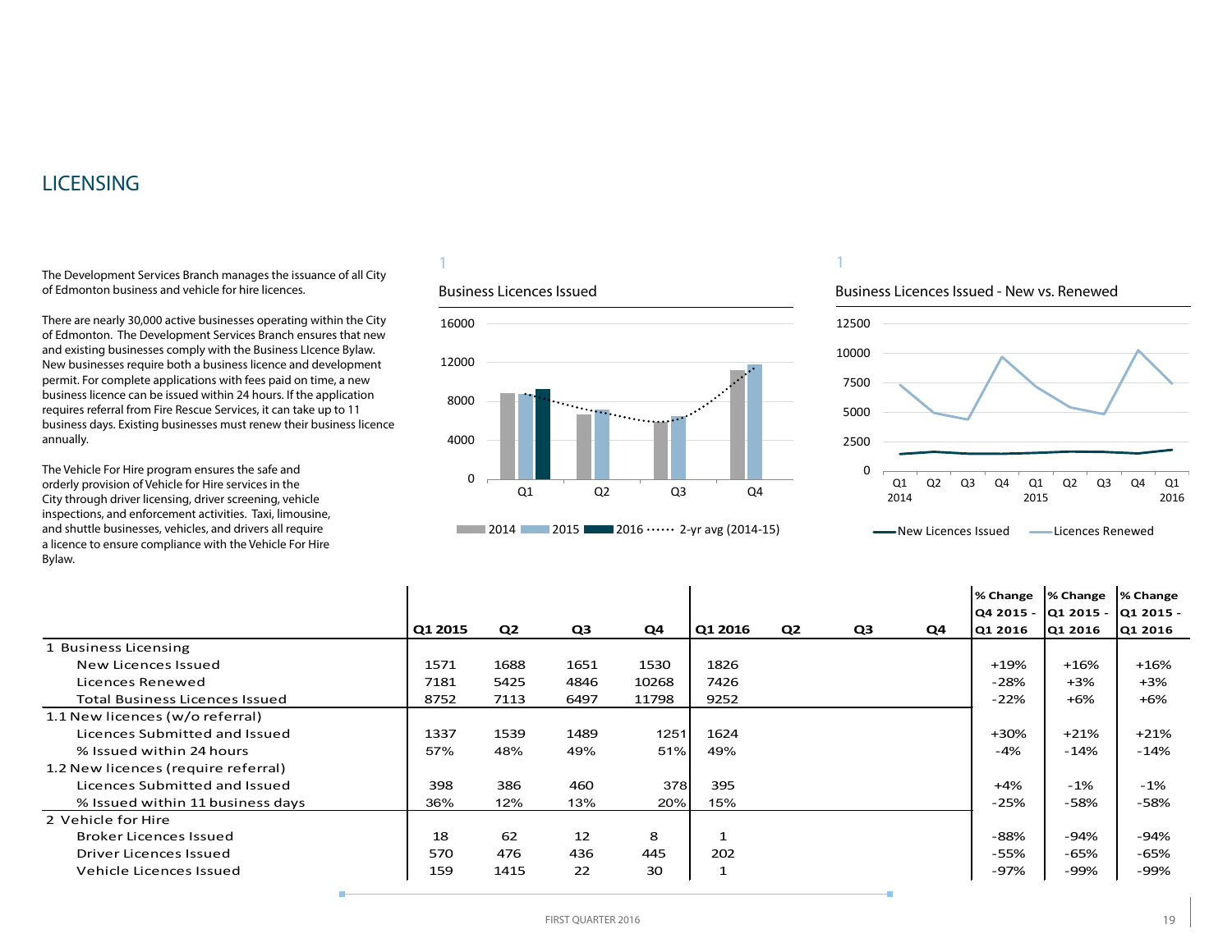# LICENSING

The Development Services Branch manages the issuance of all City of Edmonton business and vehicle for hire licences.

There are nearly 30,000 active businesses operating within the City of Edmonton. The Development Services Branch ensures that new and existing businesses comply with the Business LIcence Bylaw. New businesses require both a business licence and development permit. For complete applications with fees paid on time, a new business licence can be issued within 24 hours. If the application requires referral from Fire Rescue Services, it can take up to 11 business days. Existing businesses must renew their business licence annually.

The Vehicle For Hire program ensures the safe and orderly provision of Vehicle for Hire services in the City through driver licensing, driver screening, vehicle inspections, and enforcement activities. Taxi, limousine, and shuttle businesses, vehicles, and drivers all require a licence to ensure compliance with the Vehicle For Hire Bylaw.

1

Business Licences Issued

1

Business Licences Issued - New vs. Renewed

| | Q1 2015 | Q2 | Q3 | Q4 | Q1 2016 | Q2 | Q3 | Q4 | % Change Q4 2015 - Q1 2016 | % Change Q1 2015 - Q1 2016 | % Change Q1 2015 - Q1 2016 |
|---|---|---|---|---|---|---|---|---|---|---|---|
| 1 Business Licensing | | | | | | | | | | | |
| New Licences Issued | 1571 | 1688 | 1651 | 1530 | 1826 | | | | +19% | +16% | +16% |
| Licences Renewed | 7181 | 5425 | 4846 | 10268 | 7426 | | | | -28% | +3% | +3% |
| Total Business Licences Issued | 8752 | 7113 | 6497 | 11798 | 9252 | | | | -22% | +6% | +6% |
| 1.1 New licences (w/o referral) | | | | | | | | | | | |
| Licences Submitted and Issued | 1337 | 1539 | 1489 | 1251 | 1624 | | | | +30% | +21% | +21% |
| % Issued within 24 hours | 57% | 48% | 49% | 51% | 49% | | | | -4% | -14% | -14% |
| 1.2 New licences (require referral) | | | | | | | | | | | |
| Licences Submitted and Issued | 398 | 386 | 460 | 378 | 395 | | | | +4% | -1% | -1% |
| % Issued within 11 business days | 36% | 12% | 13% | 20% | 15% | | | | -25% | -58% | -58% |
| 2 Vehicle for Hire | | | | | | | | | | | |
| Broker Licences Issued | 18 | 62 | 12 | 8 | 1 | | | | -88% | -94% | -94% |
| Driver Licences Issued | 570 | 476 | 436 | 445 | 202 | | | | -55% | -65% | -65% |
| Vehicle Licences Issued | 159 | 1415 | 22 | 30 | 1 | | | | -97% | -99% | -99% |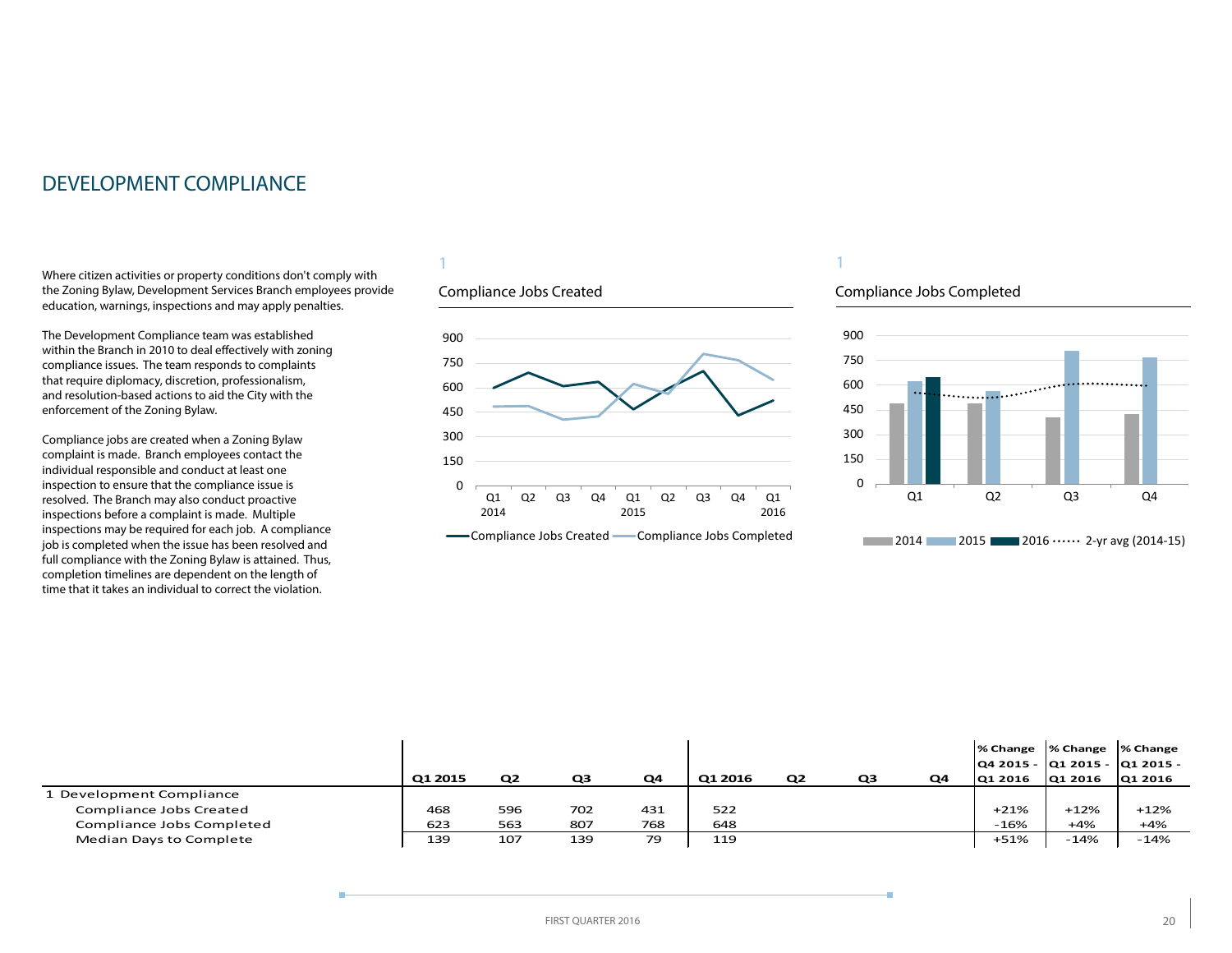# DEVELOPMENT COMPLIANCE

Where citizen activities or property conditions don't comply with the Zoning Bylaw, Development Services Branch employees provide education, warnings, inspections and may apply penalties.

The Development Compliance team was established within the Branch in 2010 to deal effectively with zoning compliance issues. The team responds to complaints that require diplomacy, discretion, professionalism, and resolution-based actions to aid the City with the enforcement of the Zoning Bylaw.

Compliance jobs are created when a Zoning Bylaw complaint is made. Branch employees contact the individual responsible and conduct at least one inspection to ensure that the compliance issue is resolved. The Branch may also conduct proactive inspections before a complaint is made. Multiple inspections may be required for each job. A compliance job is completed when the issue has been resolved and full compliance with the Zoning Bylaw is attained. Thus, completion timelines are dependent on the length of time that it takes an individual to correct the violation.

1

Compliance Jobs Created

1

Compliance Jobs Completed

| | Q1 2015 | Q2 | Q3 | Q4 | Q1 2016 | Q2 | Q3 | Q4 | % Change Q4 2015 - Q1 2016 | % Change Q1 2015 - Q1 2016 | % Change Q1 2015 - Q1 2016 |
|---|---|---|---|---|---|---|---|---|---|---|---|
| 1 Development Compliance | | | | | | | | | | | |
| Compliance Jobs Created | 468 | 596 | 702 | 431 | 522 | | | | +21% | +12% | +12% |
| Compliance Jobs Completed | 623 | 563 | 807 | 768 | 648 | | | | -16% | +4% | +4% |
| Median Days to Complete | 139 | 107 | 139 | 79 | 119 | | | | +51% | -14% | -14% |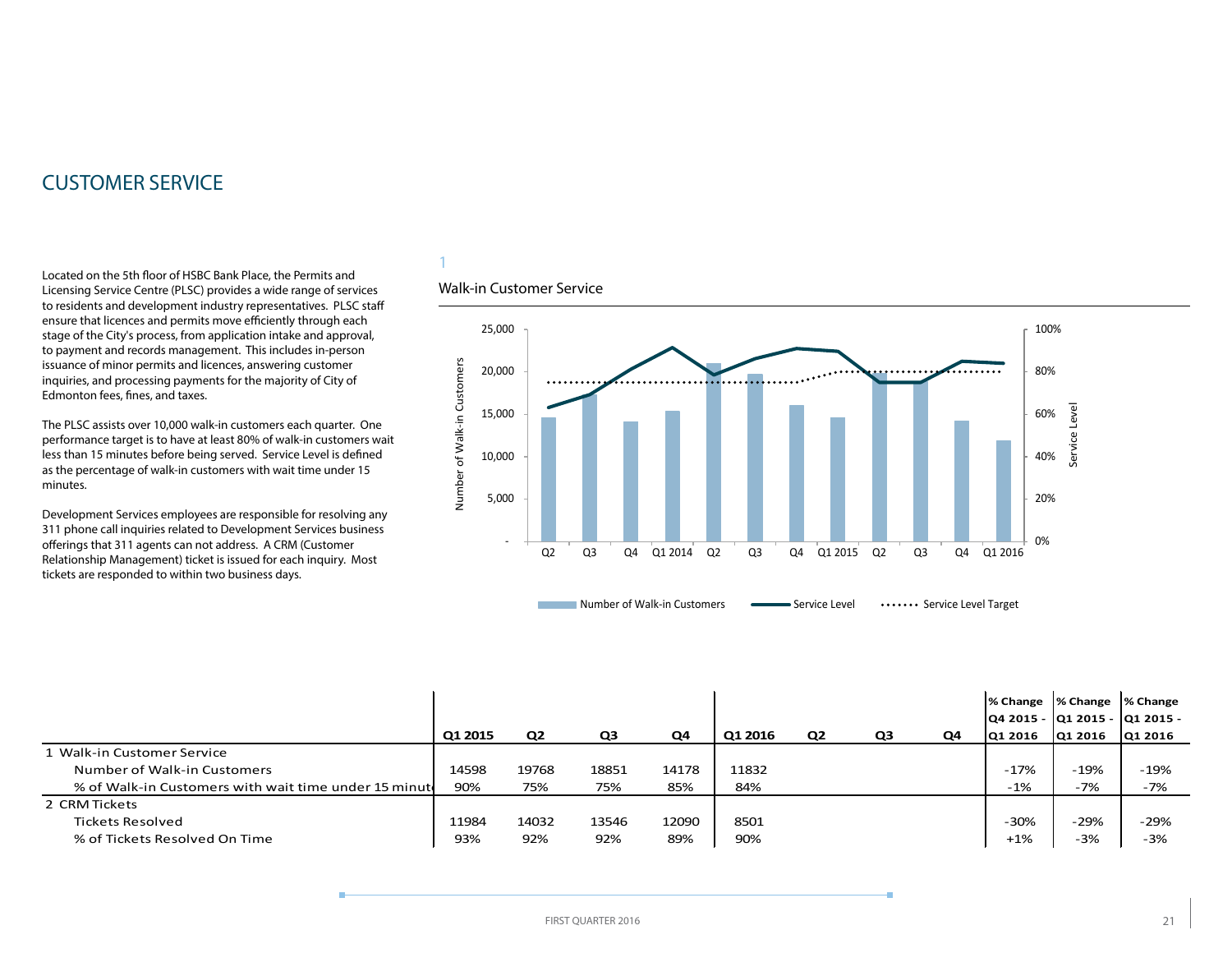# CUSTOMER SERVICE

Located on the 5th floor of HSBC Bank Place, the Permits and Licensing Service Centre (PLSC) provides a wide range of services to residents and development industry representatives. PLSC staff ensure that licences and permits move efficiently through each stage of the City's process, from application intake and approval, to payment and records management. This includes in-person issuance of minor permits and licences, answering customer inquiries, and processing payments for the majority of City of Edmonton fees, fines, and taxes.

The PLSC assists over 10,000 walk-in customers each quarter. One performance target is to have at least 80% of walk-in customers wait less than 15 minutes before being served. Service Level is defined as the percentage of walk-in customers with wait time under 15 minutes.

Development Services employees are responsible for resolving any 311 phone call inquiries related to Development Services business offerings that 311 agents can not address. A CRM (Customer Relationship Management) ticket is issued for each inquiry. Most tickets are responded to within two business days.

1

## Walk-in Customer Service

| | Q1 2015 | Q2 | Q3 | Q4 | Q1 2016 | Q2 | Q3 | Q4 | % Change Q4 2015 - Q1 2016 | % Change Q1 2015 - Q1 2016 | % Change Q1 2015 - Q1 2016 |
|---|---|---|---|---|---|---|---|---|---|---|---|
| 1 Walk-in Customer Service | | | | | | | | | | | |
| Number of Walk-in Customers | 14598 | 19768 | 18851 | 14178 | 11832 | | | | -17% | -19% | -19% |
| % of Walk-in Customers with wait time under 15 minut | 90% | 75% | 75% | 85% | 84% | | | | -1% | -7% | -7% |
| 2 CRM Tickets | | | | | | | | | | | |
| Tickets Resolved | 11984 | 14032 | 13546 | 12090 | 8501 | | | | -30% | -29% | -29% |
| % of Tickets Resolved On Time | 93% | 92% | 92% | 89% | 90% | | | | +1% | -3% | -3% |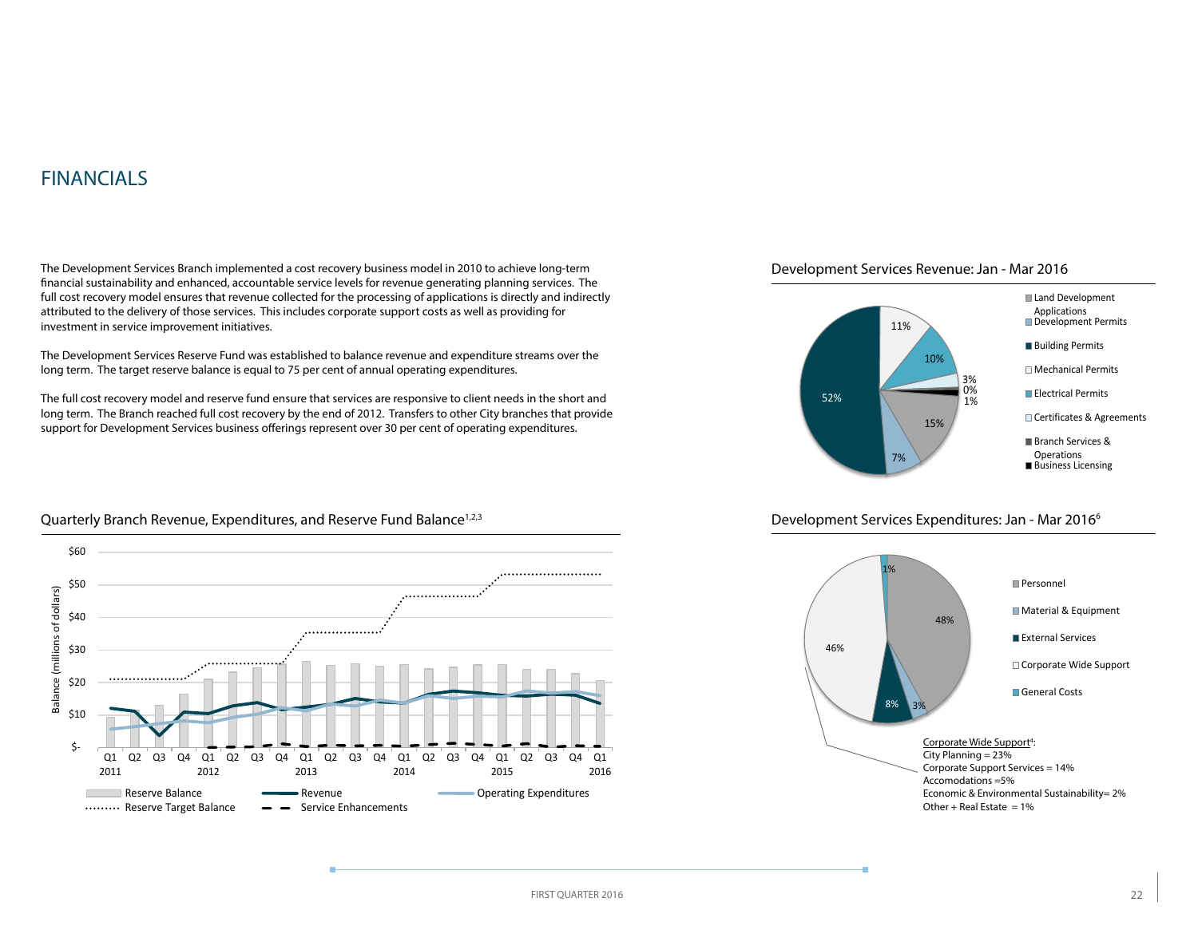# FINANCIALS

The Development Services Branch implemented a cost recovery business model in 2010 to achieve long-term financial sustainability and enhanced, accountable service levels for revenue generating planning services. The full cost recovery model ensures that revenue collected for the processing of applications is directly and indirectly attributed to the delivery of those services. This includes corporate support costs as well as providing for investment in service improvement initiatives.

The Development Services Reserve Fund was established to balance revenue and expenditure streams over the long term. The target reserve balance is equal to 75 per cent of annual operating expenditures.

The full cost recovery model and reserve fund ensure that services are responsive to client needs in the short and long term. The Branch reached full cost recovery by the end of 2012. Transfers to other City branches that provide support for Development Services business offerings represent over 30 per cent of operating expenditures.

## Quarterly Branch Revenue, Expenditures, and Reserve Fund Balance[1,2,3]

Balance (millions of dollars): $-, $10, $20, $30, $40, $50, $60

Q1 Q2 Q3 Q4 2011 | Q1 Q2 Q3 Q4 2012 | Q1 Q2 Q3 Q4 2013 | Q1 Q2 Q3 Q4 2014 | Q1 Q2 Q3 Q4 2015 | Q1 2016

Reserve Balance — Revenue — Operating Expenditures — Reserve Target Balance — Service Enhancements

## Development Services Revenue: Jan - Mar 2016

| Category | Share |
|---|---|
| Land Development Applications | 11% |
| Development Permits | 10% |
| Building Permits | 3% |
| Mechanical Permits | 0% |
| Electrical Permits | 1% |
| Certificates & Agreements | 15% |
| Branch Services & Operations | 7% |
| Business Licensing | 52% |

## Development Services Expenditures: Jan - Mar 2016[6]

- Personnel: 48%
- Material & Equipment: 3%
- External Services: 8%
- Corporate Wide Support: 46%
- General Costs: 1%

Corporate Wide Support[4]:
City Planning = 23%
Corporate Support Services = 14%
Accomodations =5%
Economic & Environmental Sustainability= 2%
Other + Real Estate = 1%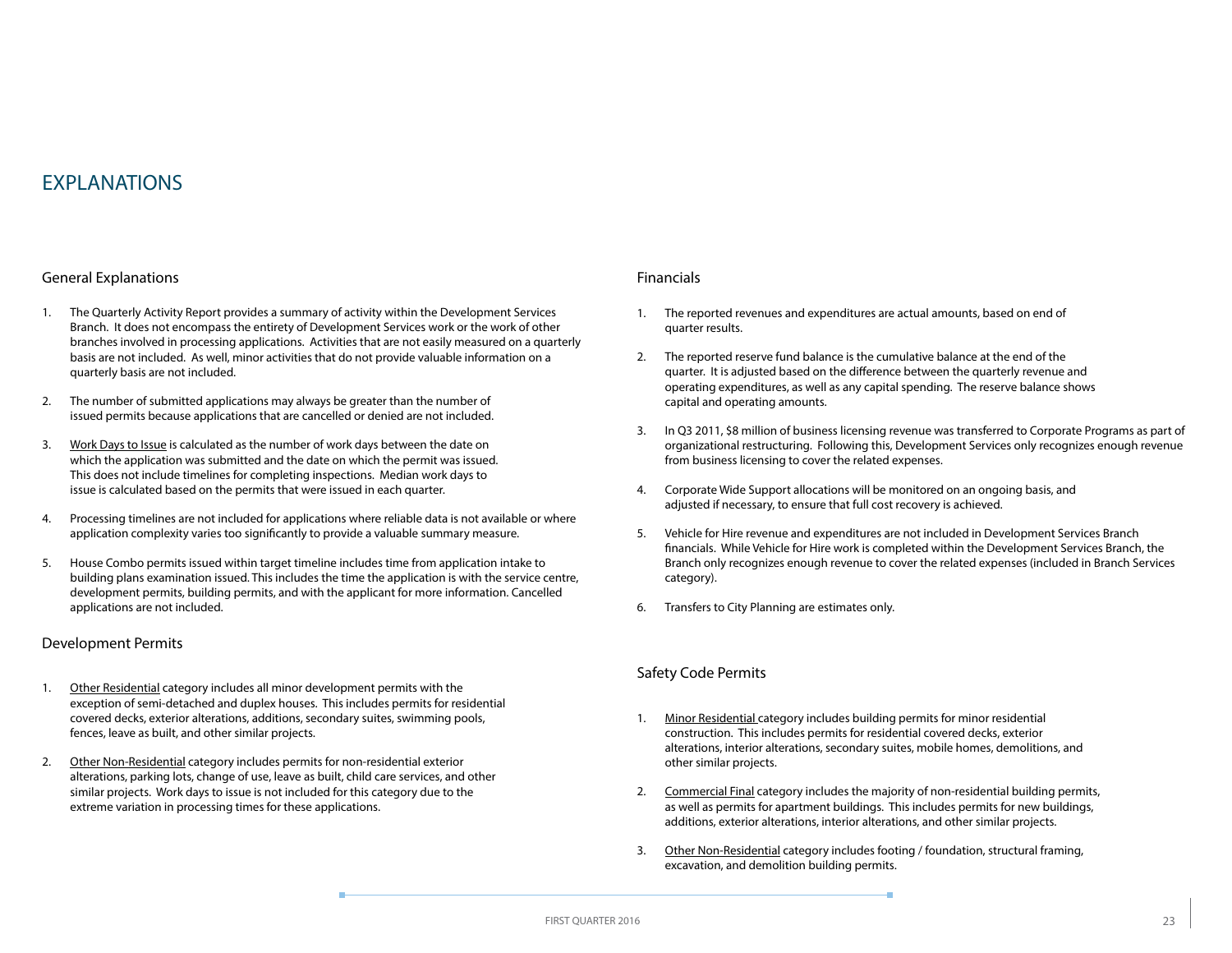# EXPLANATIONS

## General Explanations

1. The Quarterly Activity Report provides a summary of activity within the Development Services Branch. It does not encompass the entirety of Development Services work or the work of other branches involved in processing applications. Activities that are not easily measured on a quarterly basis are not included. As well, minor activities that do not provide valuable information on a quarterly basis are not included.

2. The number of submitted applications may always be greater than the number of issued permits because applications that are cancelled or denied are not included.

3. Work Days to Issue is calculated as the number of work days between the date on which the application was submitted and the date on which the permit was issued. This does not include timelines for completing inspections. Median work days to issue is calculated based on the permits that were issued in each quarter.

4. Processing timelines are not included for applications where reliable data is not available or where application complexity varies too significantly to provide a valuable summary measure.

5. House Combo permits issued within target timeline includes time from application intake to building plans examination issued. This includes the time the application is with the service centre, development permits, building permits, and with the applicant for more information. Cancelled applications are not included.

## Development Permits

1. Other Residential category includes all minor development permits with the exception of semi-detached and duplex houses. This includes permits for residential covered decks, exterior alterations, additions, secondary suites, swimming pools, fences, leave as built, and other similar projects.

2. Other Non-Residential category includes permits for non-residential exterior alterations, parking lots, change of use, leave as built, child care services, and other similar projects. Work days to issue is not included for this category due to the extreme variation in processing times for these applications.

## Financials

1. The reported revenues and expenditures are actual amounts, based on end of quarter results.

2. The reported reserve fund balance is the cumulative balance at the end of the quarter. It is adjusted based on the difference between the quarterly revenue and operating expenditures, as well as any capital spending. The reserve balance shows capital and operating amounts.

3. In Q3 2011, $8 million of business licensing revenue was transferred to Corporate Programs as part of organizational restructuring. Following this, Development Services only recognizes enough revenue from business licensing to cover the related expenses.

4. Corporate Wide Support allocations will be monitored on an ongoing basis, and adjusted if necessary, to ensure that full cost recovery is achieved.

5. Vehicle for Hire revenue and expenditures are not included in Development Services Branch financials. While Vehicle for Hire work is completed within the Development Services Branch, the Branch only recognizes enough revenue to cover the related expenses (included in Branch Services category).

6. Transfers to City Planning are estimates only.

## Safety Code Permits

1. Minor Residential category includes building permits for minor residential construction. This includes permits for residential covered decks, exterior alterations, interior alterations, secondary suites, mobile homes, demolitions, and other similar projects.

2. Commercial Final category includes the majority of non-residential building permits, as well as permits for apartment buildings. This includes permits for new buildings, additions, exterior alterations, interior alterations, and other similar projects.

3. Other Non-Residential category includes footing / foundation, structural framing, excavation, and demolition building permits.